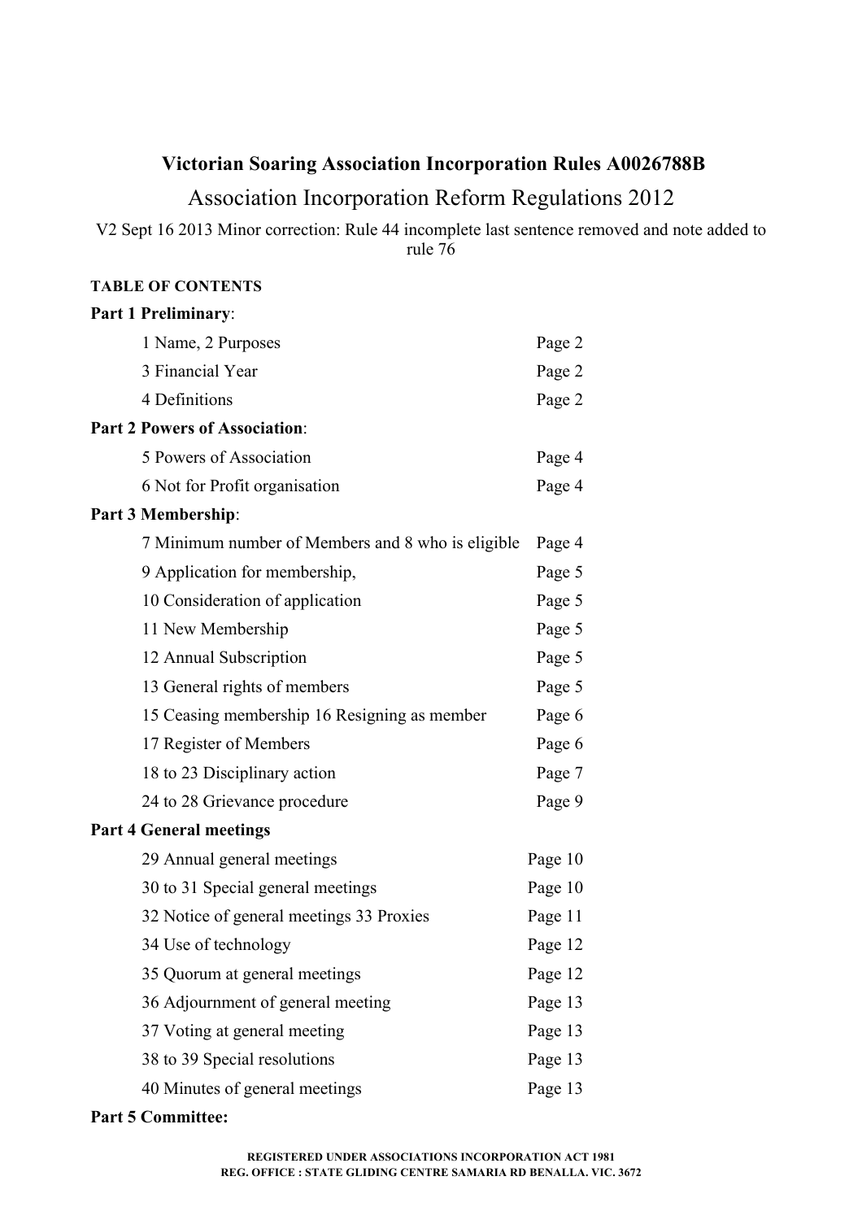# Victorian Soaring Association Incorporation Rules A0026788B

## Association Incorporation Reform Regulations 2012

V2 Sept 16 2013 Minor correction: Rule 44 incomplete last sentence removed and note added to rule 76

**TABLE OF CONTENTS**

**Part 1 Preliminary**:

| | |
|---|---|
| 1 Name, 2 Purposes | Page 2 |
| 3 Financial Year | Page 2 |
| 4 Definitions | Page 2 |

**Part 2 Powers of Association**:

| | |
|---|---|
| 5 Powers of Association | Page 4 |
| 6 Not for Profit organisation | Page 4 |

**Part 3 Membership**:

| | |
|---|---|
| 7 Minimum number of Members and 8 who is eligible | Page 4 |
| 9 Application for membership, | Page 5 |
| 10 Consideration of application | Page 5 |
| 11 New Membership | Page 5 |
| 12 Annual Subscription | Page 5 |
| 13 General rights of members | Page 5 |
| 15 Ceasing membership 16 Resigning as member | Page 6 |
| 17 Register of Members | Page 6 |
| 18 to 23 Disciplinary action | Page 7 |
| 24 to 28 Grievance procedure | Page 9 |

**Part 4 General meetings**

| | |
|---|---|
| 29 Annual general meetings | Page 10 |
| 30 to 31 Special general meetings | Page 10 |
| 32 Notice of general meetings 33 Proxies | Page 11 |
| 34 Use of technology | Page 12 |
| 35 Quorum at general meetings | Page 12 |
| 36 Adjournment of general meeting | Page 13 |
| 37 Voting at general meeting | Page 13 |
| 38 to 39 Special resolutions | Page 13 |
| 40 Minutes of general meetings | Page 13 |

**Part 5 Committee:**

REGISTERED UNDER ASSOCIATIONS INCORPORATION ACT 1981
REG. OFFICE : STATE GLIDING CENTRE SAMARIA RD BENALLA. VIC. 3672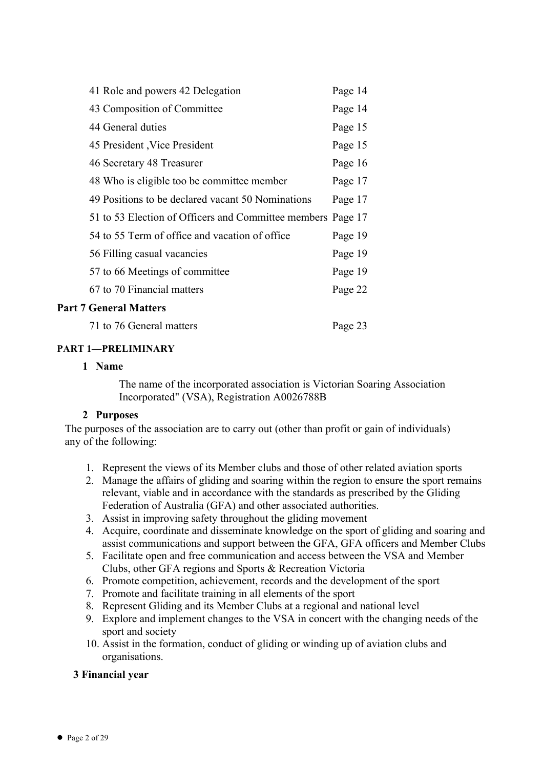| | |
|---|---|
| 41 Role and powers 42 Delegation | Page 14 |
| 43 Composition of Committee | Page 14 |
| 44 General duties | Page 15 |
| 45 President ,Vice President | Page 15 |
| 46 Secretary 48 Treasurer | Page 16 |
| 48 Who is eligible too be committee member | Page 17 |
| 49 Positions to be declared vacant 50 Nominations | Page 17 |
| 51 to 53 Election of Officers and Committee members | Page 17 |
| 54 to 55 Term of office and vacation of office | Page 19 |
| 56 Filling casual vacancies | Page 19 |
| 57 to 66 Meetings of committee | Page 19 |
| 67 to 70 Financial matters | Page 22 |

**Part 7 General Matters**

| | |
|---|---|
| 71 to 76 General matters | Page 23 |

## PART 1—PRELIMINARY

### 1 Name

The name of the incorporated association is Victorian Soaring Association Incorporated" (VSA), Registration A0026788B

### 2 Purposes

The purposes of the association are to carry out (other than profit or gain of individuals) any of the following:

1. Represent the views of its Member clubs and those of other related aviation sports
2. Manage the affairs of gliding and soaring within the region to ensure the sport remains relevant, viable and in accordance with the standards as prescribed by the Gliding Federation of Australia (GFA) and other associated authorities.
3. Assist in improving safety throughout the gliding movement
4. Acquire, coordinate and disseminate knowledge on the sport of gliding and soaring and assist communications and support between the GFA, GFA officers and Member Clubs
5. Facilitate open and free communication and access between the VSA and Member Clubs, other GFA regions and Sports & Recreation Victoria
6. Promote competition, achievement, records and the development of the sport
7. Promote and facilitate training in all elements of the sport
8. Represent Gliding and its Member Clubs at a regional and national level
9. Explore and implement changes to the VSA in concert with the changing needs of the sport and society
10. Assist in the formation, conduct of gliding or winding up of aviation clubs and organisations.

### 3 Financial year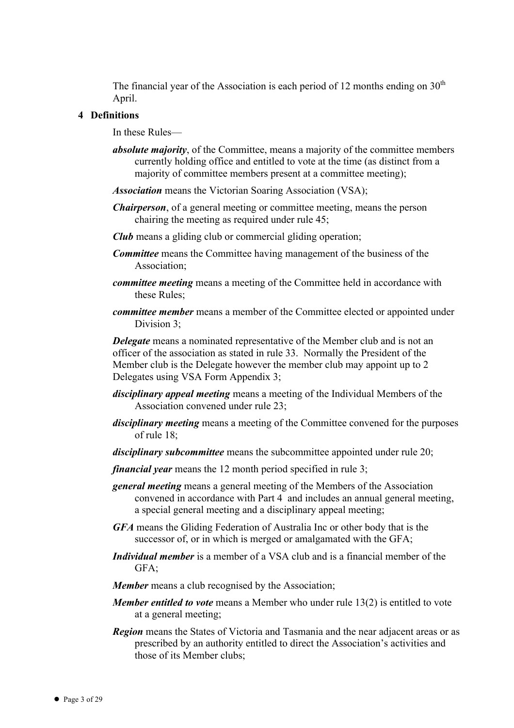The financial year of the Association is each period of 12 months ending on 30th April.

## 4 Definitions

In these Rules—

***absolute majority***, of the Committee, means a majority of the committee members currently holding office and entitled to vote at the time (as distinct from a majority of committee members present at a committee meeting);

***Association*** means the Victorian Soaring Association (VSA);

***Chairperson***, of a general meeting or committee meeting, means the person chairing the meeting as required under rule 45;

***Club*** means a gliding club or commercial gliding operation;

***Committee*** means the Committee having management of the business of the Association;

***committee meeting*** means a meeting of the Committee held in accordance with these Rules;

***committee member*** means a member of the Committee elected or appointed under Division 3;

***Delegate*** means a nominated representative of the Member club and is not an officer of the association as stated in rule 33. Normally the President of the Member club is the Delegate however the member club may appoint up to 2 Delegates using VSA Form Appendix 3;

***disciplinary appeal meeting*** means a meeting of the Individual Members of the Association convened under rule 23;

***disciplinary meeting*** means a meeting of the Committee convened for the purposes of rule 18;

***disciplinary subcommittee*** means the subcommittee appointed under rule 20;

***financial year*** means the 12 month period specified in rule 3;

***general meeting*** means a general meeting of the Members of the Association convened in accordance with Part 4 and includes an annual general meeting, a special general meeting and a disciplinary appeal meeting;

***GFA*** means the Gliding Federation of Australia Inc or other body that is the successor of, or in which is merged or amalgamated with the GFA;

***Individual member*** is a member of a VSA club and is a financial member of the GFA;

***Member*** means a club recognised by the Association;

***Member entitled to vote*** means a Member who under rule 13(2) is entitled to vote at a general meeting;

***Region*** means the States of Victoria and Tasmania and the near adjacent areas or as prescribed by an authority entitled to direct the Association's activities and those of its Member clubs;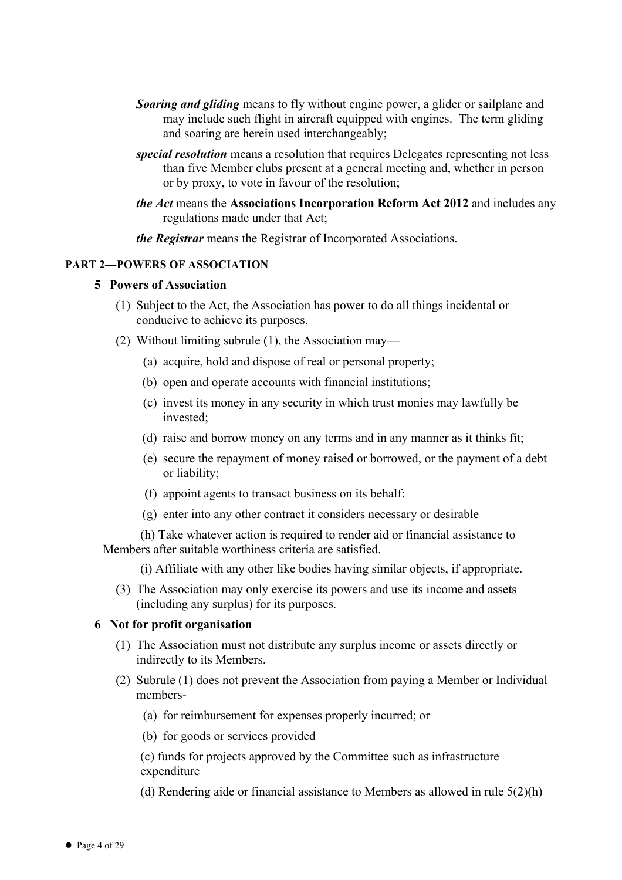***Soaring and gliding*** means to fly without engine power, a glider or sailplane and may include such flight in aircraft equipped with engines. The term gliding and soaring are herein used interchangeably;

***special resolution*** means a resolution that requires Delegates representing not less than five Member clubs present at a general meeting and, whether in person or by proxy, to vote in favour of the resolution;

***the Act*** means the **Associations Incorporation Reform Act 2012** and includes any regulations made under that Act;

***the Registrar*** means the Registrar of Incorporated Associations.

## PART 2—POWERS OF ASSOCIATION

### 5 Powers of Association

(1) Subject to the Act, the Association has power to do all things incidental or conducive to achieve its purposes.

(2) Without limiting subrule (1), the Association may—

(a) acquire, hold and dispose of real or personal property;

(b) open and operate accounts with financial institutions;

(c) invest its money in any security in which trust monies may lawfully be invested;

(d) raise and borrow money on any terms and in any manner as it thinks fit;

(e) secure the repayment of money raised or borrowed, or the payment of a debt or liability;

(f) appoint agents to transact business on its behalf;

(g) enter into any other contract it considers necessary or desirable

(h) Take whatever action is required to render aid or financial assistance to Members after suitable worthiness criteria are satisfied.

(i) Affiliate with any other like bodies having similar objects, if appropriate.

(3) The Association may only exercise its powers and use its income and assets (including any surplus) for its purposes.

### 6 Not for profit organisation

(1) The Association must not distribute any surplus income or assets directly or indirectly to its Members.

(2) Subrule (1) does not prevent the Association from paying a Member or Individual members-

(a) for reimbursement for expenses properly incurred; or

(b) for goods or services provided

(c) funds for projects approved by the Committee such as infrastructure expenditure

(d) Rendering aide or financial assistance to Members as allowed in rule 5(2)(h)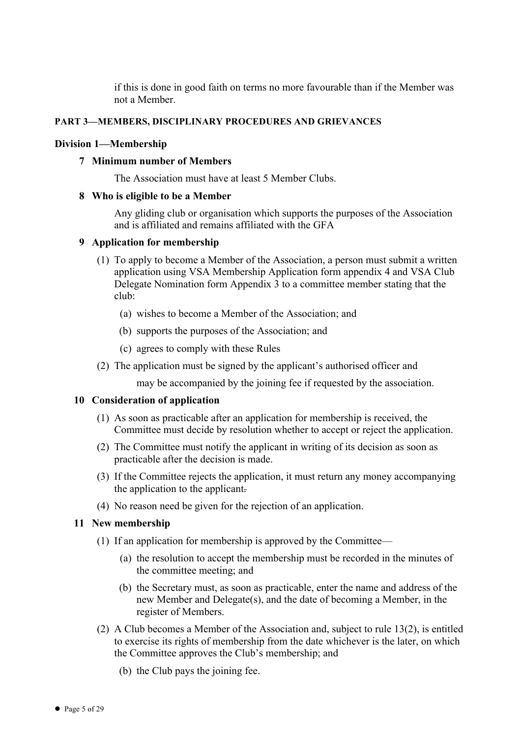if this is done in good faith on terms no more favourable than if the Member was not a Member.

## PART 3—MEMBERS, DISCIPLINARY PROCEDURES AND GRIEVANCES

### Division 1—Membership

#### 7 Minimum number of Members

The Association must have at least 5 Member Clubs.

#### 8 Who is eligible to be a Member

Any gliding club or organisation which supports the purposes of the Association and is affiliated and remains affiliated with the GFA

#### 9 Application for membership

(1) To apply to become a Member of the Association, a person must submit a written application using VSA Membership Application form appendix 4 and VSA Club Delegate Nomination form Appendix 3 to a committee member stating that the club:

(a) wishes to become a Member of the Association; and

(b) supports the purposes of the Association; and

(c) agrees to comply with these Rules

(2) The application must be signed by the applicant's authorised officer and

may be accompanied by the joining fee if requested by the association.

#### 10 Consideration of application

(1) As soon as practicable after an application for membership is received, the Committee must decide by resolution whether to accept or reject the application.

(2) The Committee must notify the applicant in writing of its decision as soon as practicable after the decision is made.

(3) If the Committee rejects the application, it must return any money accompanying the application to the applicant.

(4) No reason need be given for the rejection of an application.

#### 11 New membership

(1) If an application for membership is approved by the Committee—

(a) the resolution to accept the membership must be recorded in the minutes of the committee meeting; and

(b) the Secretary must, as soon as practicable, enter the name and address of the new Member and Delegate(s), and the date of becoming a Member, in the register of Members.

(2) A Club becomes a Member of the Association and, subject to rule 13(2), is entitled to exercise its rights of membership from the date whichever is the later, on which the Committee approves the Club's membership; and

(b) the Club pays the joining fee.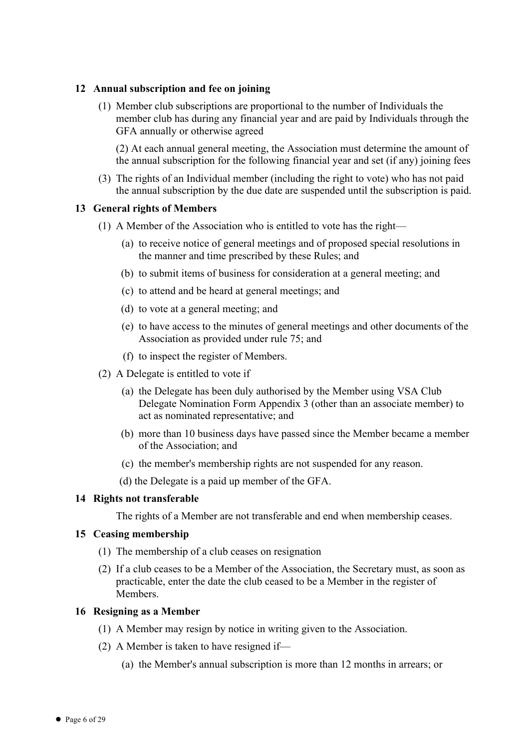### 12 Annual subscription and fee on joining

(1) Member club subscriptions are proportional to the number of Individuals the member club has during any financial year and are paid by Individuals through the GFA annually or otherwise agreed

(2) At each annual general meeting, the Association must determine the amount of the annual subscription for the following financial year and set (if any) joining fees

(3) The rights of an Individual member (including the right to vote) who has not paid the annual subscription by the due date are suspended until the subscription is paid.

### 13 General rights of Members

(1) A Member of the Association who is entitled to vote has the right—

- (a) to receive notice of general meetings and of proposed special resolutions in the manner and time prescribed by these Rules; and
- (b) to submit items of business for consideration at a general meeting; and
- (c) to attend and be heard at general meetings; and
- (d) to vote at a general meeting; and
- (e) to have access to the minutes of general meetings and other documents of the Association as provided under rule 75; and
- (f) to inspect the register of Members.

(2) A Delegate is entitled to vote if

- (a) the Delegate has been duly authorised by the Member using VSA Club Delegate Nomination Form Appendix 3 (other than an associate member) to act as nominated representative; and
- (b) more than 10 business days have passed since the Member became a member of the Association; and
- (c) the member's membership rights are not suspended for any reason.
- (d) the Delegate is a paid up member of the GFA.

### 14 Rights not transferable

The rights of a Member are not transferable and end when membership ceases.

### 15 Ceasing membership

(1) The membership of a club ceases on resignation

(2) If a club ceases to be a Member of the Association, the Secretary must, as soon as practicable, enter the date the club ceased to be a Member in the register of Members.

### 16 Resigning as a Member

(1) A Member may resign by notice in writing given to the Association.

(2) A Member is taken to have resigned if—

- (a) the Member's annual subscription is more than 12 months in arrears; or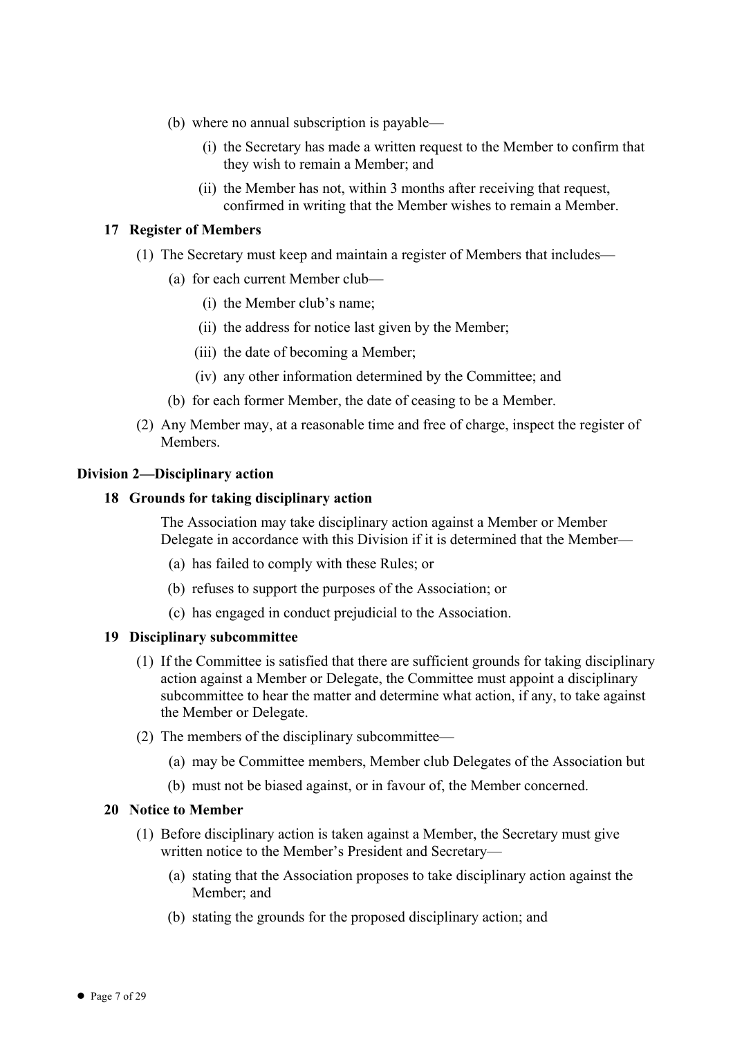(b) where no annual subscription is payable—

(i) the Secretary has made a written request to the Member to confirm that they wish to remain a Member; and

(ii) the Member has not, within 3 months after receiving that request, confirmed in writing that the Member wishes to remain a Member.

### 17 Register of Members

(1) The Secretary must keep and maintain a register of Members that includes—

(a) for each current Member club—

(i) the Member club's name;

(ii) the address for notice last given by the Member;

(iii) the date of becoming a Member;

(iv) any other information determined by the Committee; and

(b) for each former Member, the date of ceasing to be a Member.

(2) Any Member may, at a reasonable time and free of charge, inspect the register of Members.

## Division 2—Disciplinary action

### 18 Grounds for taking disciplinary action

The Association may take disciplinary action against a Member or Member Delegate in accordance with this Division if it is determined that the Member—

(a) has failed to comply with these Rules; or

(b) refuses to support the purposes of the Association; or

(c) has engaged in conduct prejudicial to the Association.

### 19 Disciplinary subcommittee

(1) If the Committee is satisfied that there are sufficient grounds for taking disciplinary action against a Member or Delegate, the Committee must appoint a disciplinary subcommittee to hear the matter and determine what action, if any, to take against the Member or Delegate.

(2) The members of the disciplinary subcommittee—

(a) may be Committee members, Member club Delegates of the Association but

(b) must not be biased against, or in favour of, the Member concerned.

### 20 Notice to Member

(1) Before disciplinary action is taken against a Member, the Secretary must give written notice to the Member's President and Secretary—

(a) stating that the Association proposes to take disciplinary action against the Member; and

(b) stating the grounds for the proposed disciplinary action; and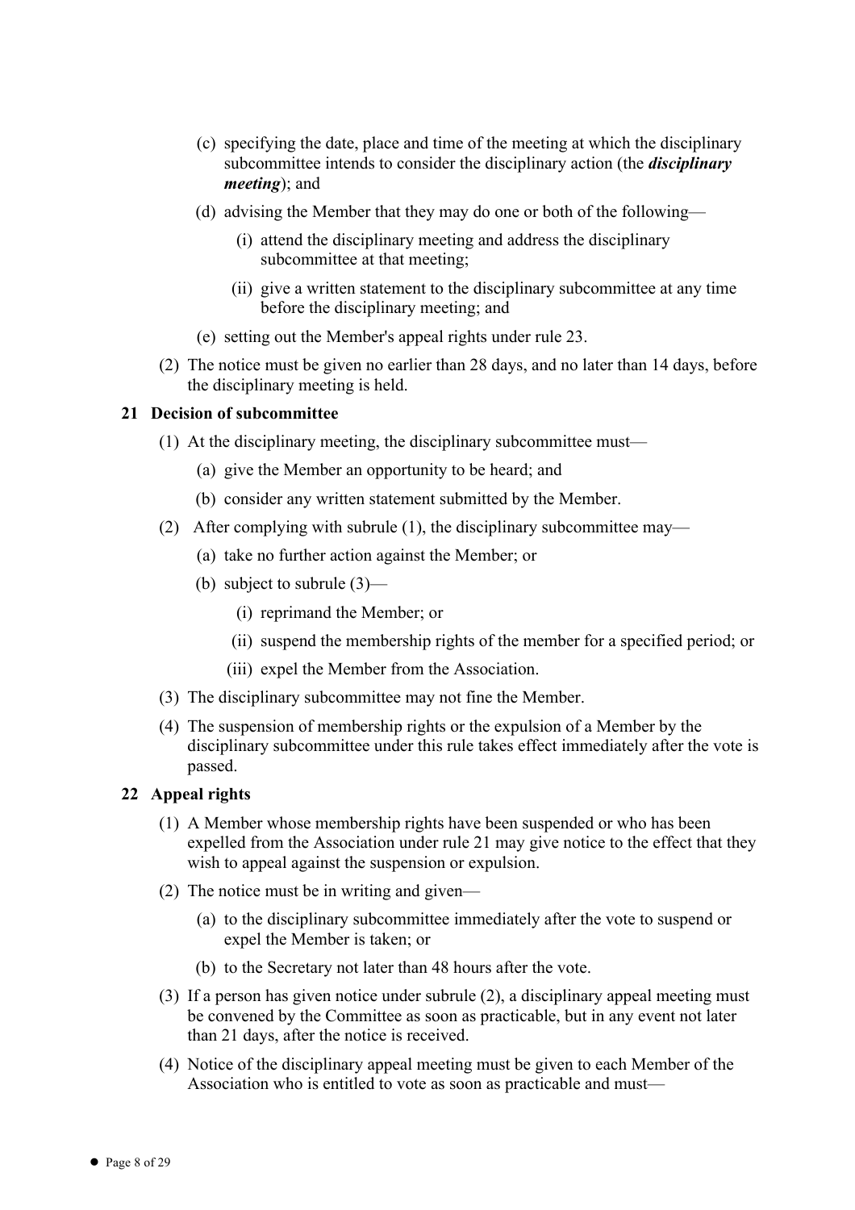(c) specifying the date, place and time of the meeting at which the disciplinary subcommittee intends to consider the disciplinary action (the ***disciplinary meeting***); and

(d) advising the Member that they may do one or both of the following—

(i) attend the disciplinary meeting and address the disciplinary subcommittee at that meeting;

(ii) give a written statement to the disciplinary subcommittee at any time before the disciplinary meeting; and

(e) setting out the Member's appeal rights under rule 23.

(2) The notice must be given no earlier than 28 days, and no later than 14 days, before the disciplinary meeting is held.

### 21 Decision of subcommittee

(1) At the disciplinary meeting, the disciplinary subcommittee must—

(a) give the Member an opportunity to be heard; and

(b) consider any written statement submitted by the Member.

(2) After complying with subrule (1), the disciplinary subcommittee may—

(a) take no further action against the Member; or

(b) subject to subrule (3)—

(i) reprimand the Member; or

(ii) suspend the membership rights of the member for a specified period; or

(iii) expel the Member from the Association.

(3) The disciplinary subcommittee may not fine the Member.

(4) The suspension of membership rights or the expulsion of a Member by the disciplinary subcommittee under this rule takes effect immediately after the vote is passed.

### 22 Appeal rights

(1) A Member whose membership rights have been suspended or who has been expelled from the Association under rule 21 may give notice to the effect that they wish to appeal against the suspension or expulsion.

(2) The notice must be in writing and given—

(a) to the disciplinary subcommittee immediately after the vote to suspend or expel the Member is taken; or

(b) to the Secretary not later than 48 hours after the vote.

(3) If a person has given notice under subrule (2), a disciplinary appeal meeting must be convened by the Committee as soon as practicable, but in any event not later than 21 days, after the notice is received.

(4) Notice of the disciplinary appeal meeting must be given to each Member of the Association who is entitled to vote as soon as practicable and must—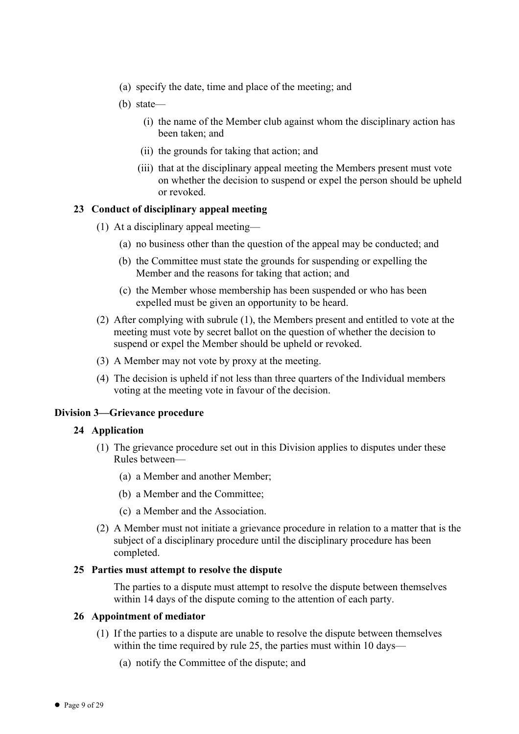(a) specify the date, time and place of the meeting; and

(b) state—

(i) the name of the Member club against whom the disciplinary action has been taken; and

(ii) the grounds for taking that action; and

(iii) that at the disciplinary appeal meeting the Members present must vote on whether the decision to suspend or expel the person should be upheld or revoked.

### 23 Conduct of disciplinary appeal meeting

(1) At a disciplinary appeal meeting—

(a) no business other than the question of the appeal may be conducted; and

(b) the Committee must state the grounds for suspending or expelling the Member and the reasons for taking that action; and

(c) the Member whose membership has been suspended or who has been expelled must be given an opportunity to be heard.

(2) After complying with subrule (1), the Members present and entitled to vote at the meeting must vote by secret ballot on the question of whether the decision to suspend or expel the Member should be upheld or revoked.

(3) A Member may not vote by proxy at the meeting.

(4) The decision is upheld if not less than three quarters of the Individual members voting at the meeting vote in favour of the decision.

## Division 3—Grievance procedure

### 24 Application

(1) The grievance procedure set out in this Division applies to disputes under these Rules between—

(a) a Member and another Member;

(b) a Member and the Committee;

(c) a Member and the Association.

(2) A Member must not initiate a grievance procedure in relation to a matter that is the subject of a disciplinary procedure until the disciplinary procedure has been completed.

### 25 Parties must attempt to resolve the dispute

The parties to a dispute must attempt to resolve the dispute between themselves within 14 days of the dispute coming to the attention of each party.

### 26 Appointment of mediator

(1) If the parties to a dispute are unable to resolve the dispute between themselves within the time required by rule 25, the parties must within 10 days—

(a) notify the Committee of the dispute; and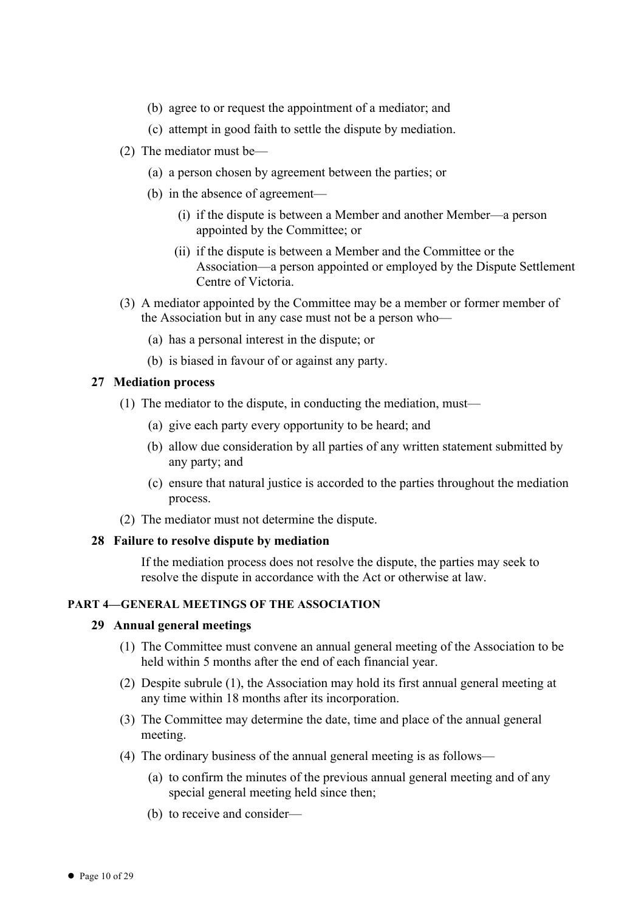(b) agree to or request the appointment of a mediator; and

(c) attempt in good faith to settle the dispute by mediation.

(2) The mediator must be—

(a) a person chosen by agreement between the parties; or

(b) in the absence of agreement—

(i) if the dispute is between a Member and another Member—a person appointed by the Committee; or

(ii) if the dispute is between a Member and the Committee or the Association—a person appointed or employed by the Dispute Settlement Centre of Victoria.

(3) A mediator appointed by the Committee may be a member or former member of the Association but in any case must not be a person who—

(a) has a personal interest in the dispute; or

(b) is biased in favour of or against any party.

### 27 Mediation process

(1) The mediator to the dispute, in conducting the mediation, must—

(a) give each party every opportunity to be heard; and

(b) allow due consideration by all parties of any written statement submitted by any party; and

(c) ensure that natural justice is accorded to the parties throughout the mediation process.

(2) The mediator must not determine the dispute.

### 28 Failure to resolve dispute by mediation

If the mediation process does not resolve the dispute, the parties may seek to resolve the dispute in accordance with the Act or otherwise at law.

## PART 4—GENERAL MEETINGS OF THE ASSOCIATION

### 29 Annual general meetings

(1) The Committee must convene an annual general meeting of the Association to be held within 5 months after the end of each financial year.

(2) Despite subrule (1), the Association may hold its first annual general meeting at any time within 18 months after its incorporation.

(3) The Committee may determine the date, time and place of the annual general meeting.

(4) The ordinary business of the annual general meeting is as follows—

(a) to confirm the minutes of the previous annual general meeting and of any special general meeting held since then;

(b) to receive and consider—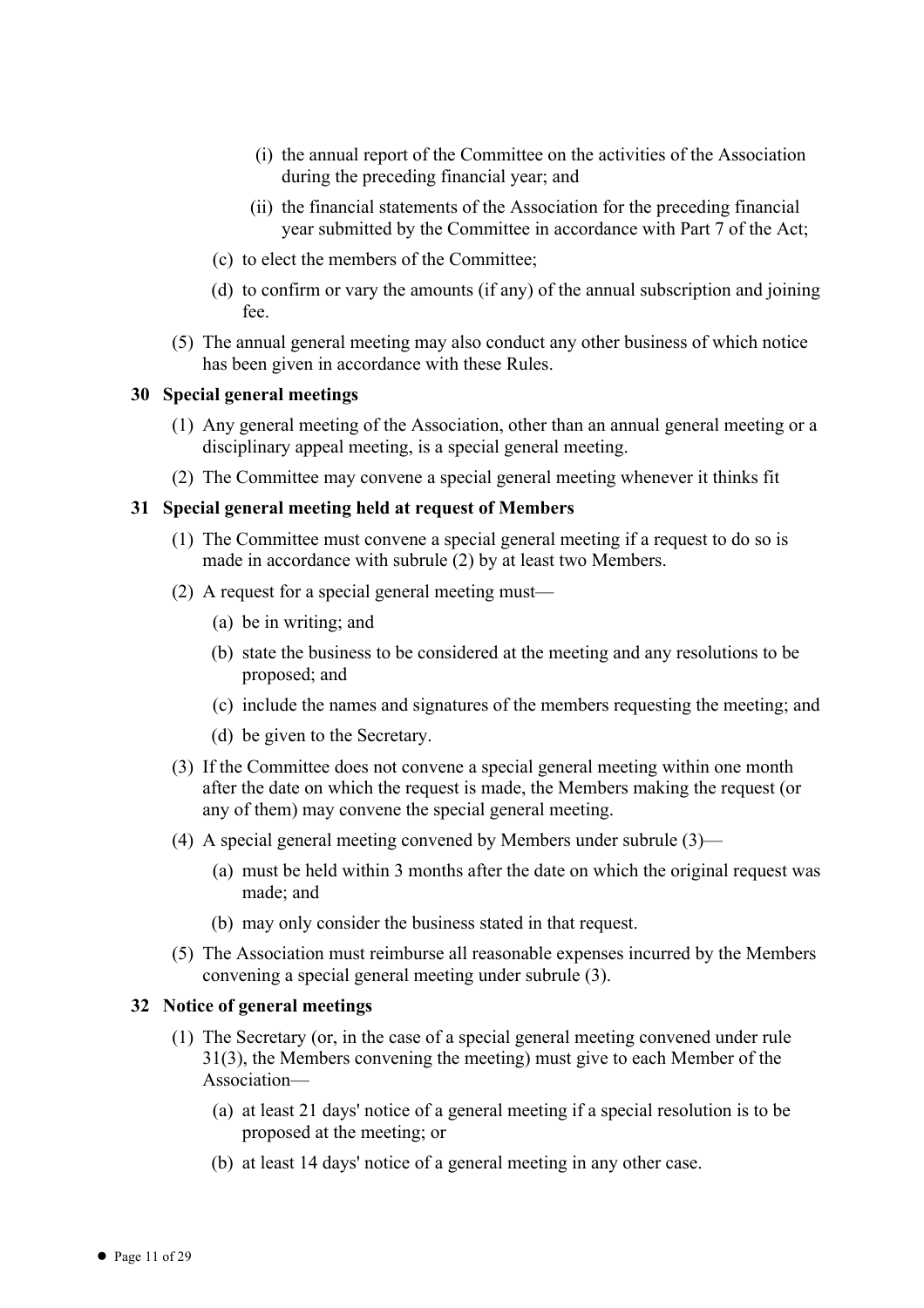(i) the annual report of the Committee on the activities of the Association during the preceding financial year; and

(ii) the financial statements of the Association for the preceding financial year submitted by the Committee in accordance with Part 7 of the Act;

(c) to elect the members of the Committee;

(d) to confirm or vary the amounts (if any) of the annual subscription and joining fee.

(5) The annual general meeting may also conduct any other business of which notice has been given in accordance with these Rules.

### 30 Special general meetings

(1) Any general meeting of the Association, other than an annual general meeting or a disciplinary appeal meeting, is a special general meeting.

(2) The Committee may convene a special general meeting whenever it thinks fit

### 31 Special general meeting held at request of Members

(1) The Committee must convene a special general meeting if a request to do so is made in accordance with subrule (2) by at least two Members.

(2) A request for a special general meeting must—

(a) be in writing; and

(b) state the business to be considered at the meeting and any resolutions to be proposed; and

(c) include the names and signatures of the members requesting the meeting; and

(d) be given to the Secretary.

(3) If the Committee does not convene a special general meeting within one month after the date on which the request is made, the Members making the request (or any of them) may convene the special general meeting.

(4) A special general meeting convened by Members under subrule (3)—

(a) must be held within 3 months after the date on which the original request was made; and

(b) may only consider the business stated in that request.

(5) The Association must reimburse all reasonable expenses incurred by the Members convening a special general meeting under subrule (3).

### 32 Notice of general meetings

(1) The Secretary (or, in the case of a special general meeting convened under rule 31(3), the Members convening the meeting) must give to each Member of the Association—

(a) at least 21 days' notice of a general meeting if a special resolution is to be proposed at the meeting; or

(b) at least 14 days' notice of a general meeting in any other case.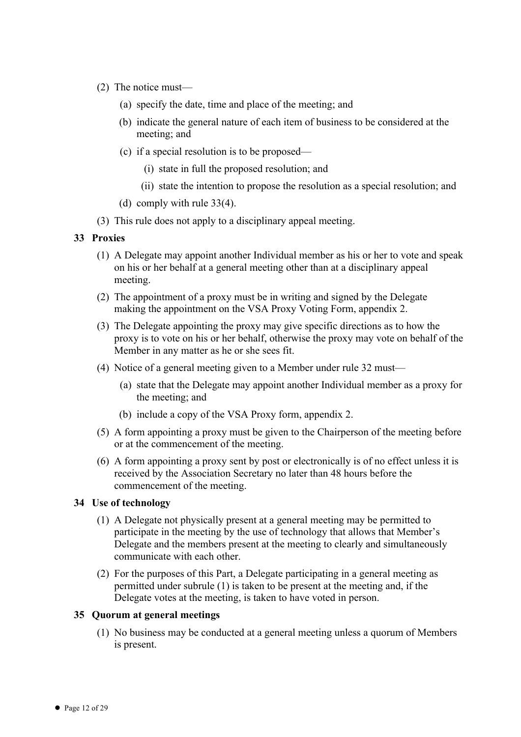(2) The notice must—

   (a) specify the date, time and place of the meeting; and

   (b) indicate the general nature of each item of business to be considered at the meeting; and

   (c) if a special resolution is to be proposed—

      (i) state in full the proposed resolution; and

      (ii) state the intention to propose the resolution as a special resolution; and

   (d) comply with rule 33(4).

(3) This rule does not apply to a disciplinary appeal meeting.

### 33 Proxies

(1) A Delegate may appoint another Individual member as his or her to vote and speak on his or her behalf at a general meeting other than at a disciplinary appeal meeting.

(2) The appointment of a proxy must be in writing and signed by the Delegate making the appointment on the VSA Proxy Voting Form, appendix 2.

(3) The Delegate appointing the proxy may give specific directions as to how the proxy is to vote on his or her behalf, otherwise the proxy may vote on behalf of the Member in any matter as he or she sees fit.

(4) Notice of a general meeting given to a Member under rule 32 must—

   (a) state that the Delegate may appoint another Individual member as a proxy for the meeting; and

   (b) include a copy of the VSA Proxy form, appendix 2.

(5) A form appointing a proxy must be given to the Chairperson of the meeting before or at the commencement of the meeting.

(6) A form appointing a proxy sent by post or electronically is of no effect unless it is received by the Association Secretary no later than 48 hours before the commencement of the meeting.

### 34 Use of technology

(1) A Delegate not physically present at a general meeting may be permitted to participate in the meeting by the use of technology that allows that Member's Delegate and the members present at the meeting to clearly and simultaneously communicate with each other.

(2) For the purposes of this Part, a Delegate participating in a general meeting as permitted under subrule (1) is taken to be present at the meeting and, if the Delegate votes at the meeting, is taken to have voted in person.

### 35 Quorum at general meetings

(1) No business may be conducted at a general meeting unless a quorum of Members is present.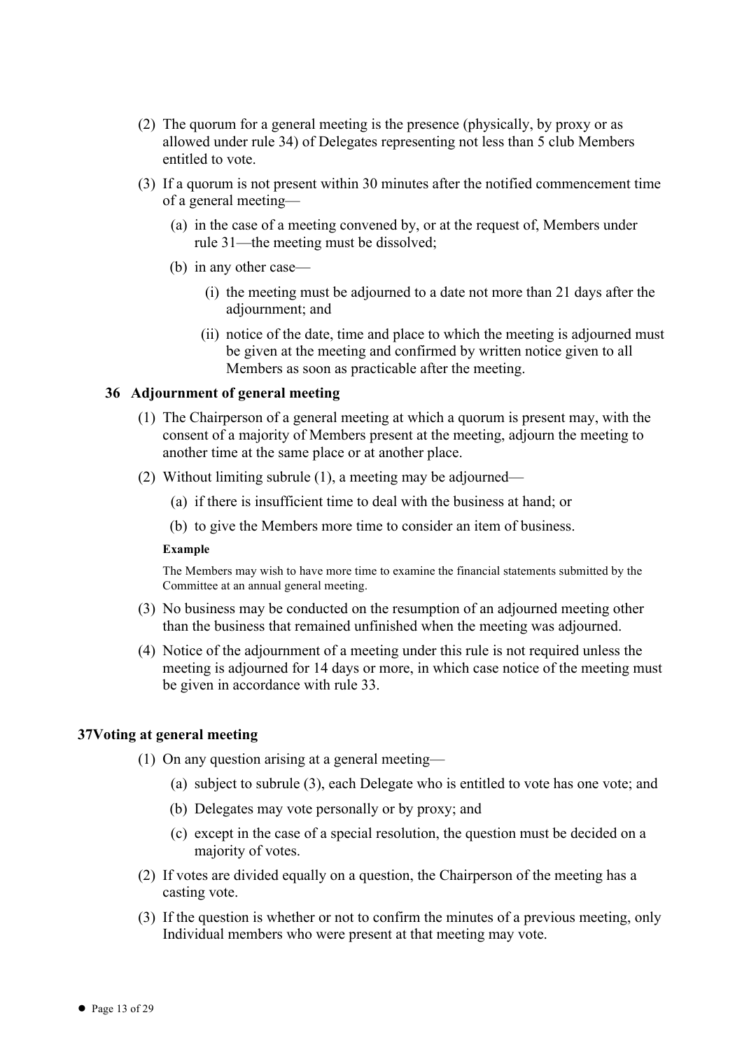(2) The quorum for a general meeting is the presence (physically, by proxy or as allowed under rule 34) of Delegates representing not less than 5 club Members entitled to vote.

(3) If a quorum is not present within 30 minutes after the notified commencement time of a general meeting—

  (a) in the case of a meeting convened by, or at the request of, Members under rule 31—the meeting must be dissolved;

  (b) in any other case—

    (i) the meeting must be adjourned to a date not more than 21 days after the adjournment; and

    (ii) notice of the date, time and place to which the meeting is adjourned must be given at the meeting and confirmed by written notice given to all Members as soon as practicable after the meeting.

### 36 Adjournment of general meeting

(1) The Chairperson of a general meeting at which a quorum is present may, with the consent of a majority of Members present at the meeting, adjourn the meeting to another time at the same place or at another place.

(2) Without limiting subrule (1), a meeting may be adjourned—

  (a) if there is insufficient time to deal with the business at hand; or

  (b) to give the Members more time to consider an item of business.

**Example**

The Members may wish to have more time to examine the financial statements submitted by the Committee at an annual general meeting.

(3) No business may be conducted on the resumption of an adjourned meeting other than the business that remained unfinished when the meeting was adjourned.

(4) Notice of the adjournment of a meeting under this rule is not required unless the meeting is adjourned for 14 days or more, in which case notice of the meeting must be given in accordance with rule 33.

### 37Voting at general meeting

(1) On any question arising at a general meeting—

  (a) subject to subrule (3), each Delegate who is entitled to vote has one vote; and

  (b) Delegates may vote personally or by proxy; and

  (c) except in the case of a special resolution, the question must be decided on a majority of votes.

(2) If votes are divided equally on a question, the Chairperson of the meeting has a casting vote.

(3) If the question is whether or not to confirm the minutes of a previous meeting, only Individual members who were present at that meeting may vote.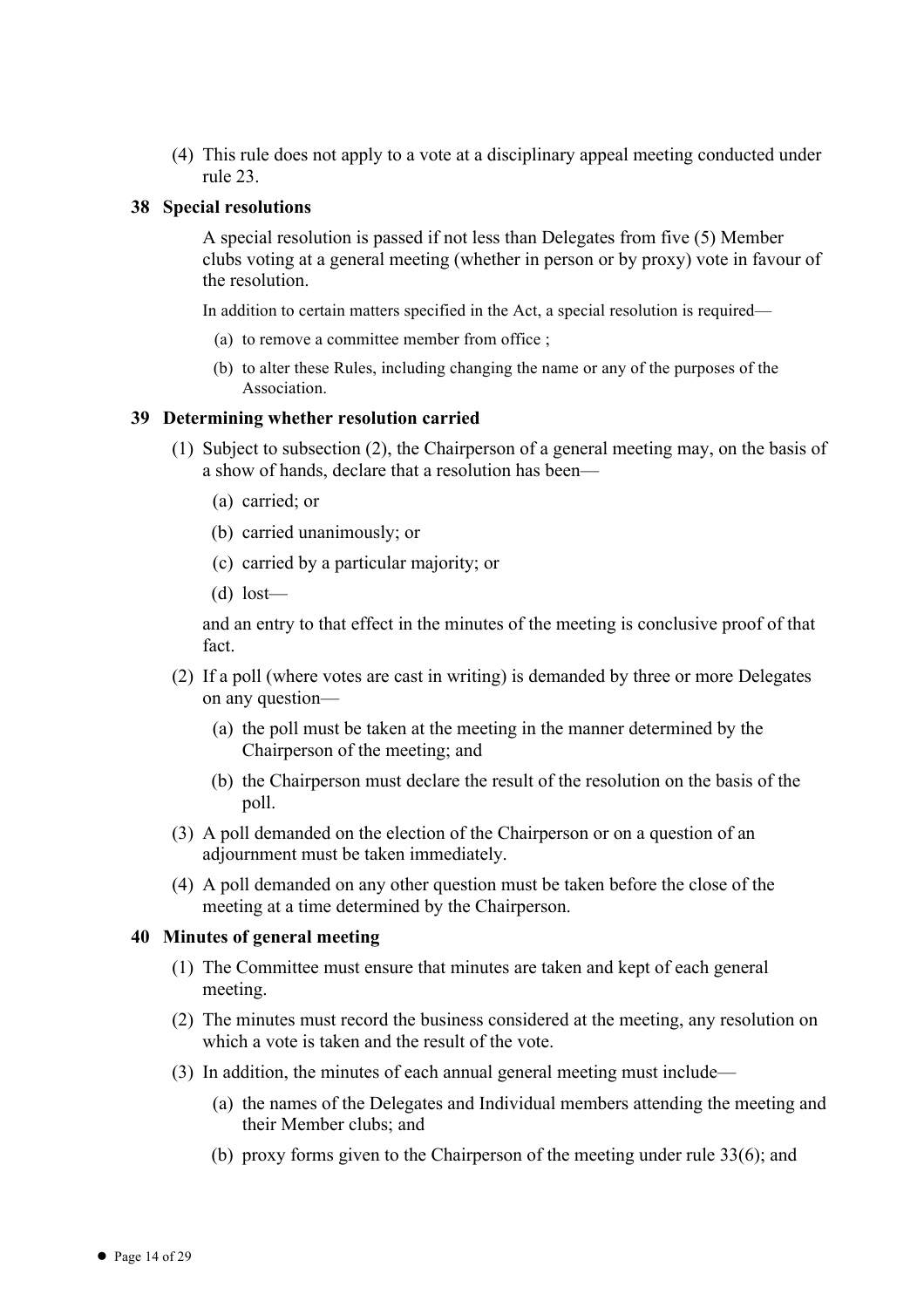(4) This rule does not apply to a vote at a disciplinary appeal meeting conducted under rule 23.

### 38 Special resolutions

A special resolution is passed if not less than Delegates from five (5) Member clubs voting at a general meeting (whether in person or by proxy) vote in favour of the resolution.

In addition to certain matters specified in the Act, a special resolution is required—

(a) to remove a committee member from office ;

(b) to alter these Rules, including changing the name or any of the purposes of the Association.

### 39 Determining whether resolution carried

(1) Subject to subsection (2), the Chairperson of a general meeting may, on the basis of a show of hands, declare that a resolution has been—

(a) carried; or

(b) carried unanimously; or

(c) carried by a particular majority; or

(d) lost—

and an entry to that effect in the minutes of the meeting is conclusive proof of that fact.

(2) If a poll (where votes are cast in writing) is demanded by three or more Delegates on any question—

(a) the poll must be taken at the meeting in the manner determined by the Chairperson of the meeting; and

(b) the Chairperson must declare the result of the resolution on the basis of the poll.

(3) A poll demanded on the election of the Chairperson or on a question of an adjournment must be taken immediately.

(4) A poll demanded on any other question must be taken before the close of the meeting at a time determined by the Chairperson.

### 40 Minutes of general meeting

(1) The Committee must ensure that minutes are taken and kept of each general meeting.

(2) The minutes must record the business considered at the meeting, any resolution on which a vote is taken and the result of the vote.

(3) In addition, the minutes of each annual general meeting must include—

(a) the names of the Delegates and Individual members attending the meeting and their Member clubs; and

(b) proxy forms given to the Chairperson of the meeting under rule 33(6); and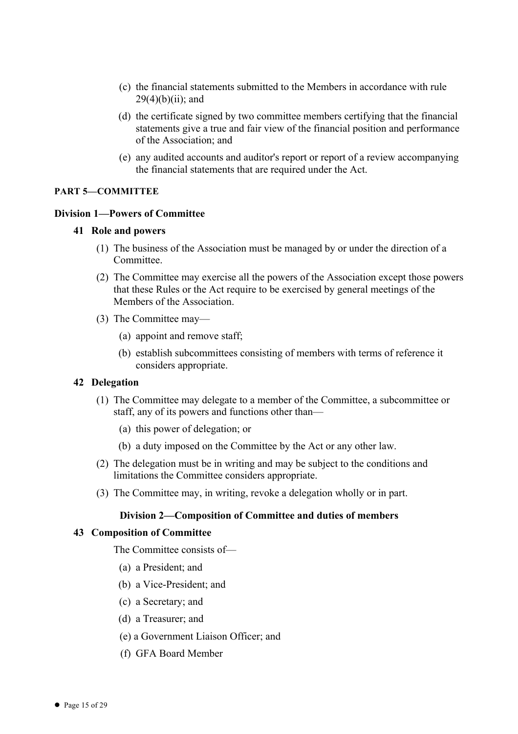(c) the financial statements submitted to the Members in accordance with rule 29(4)(b)(ii); and

(d) the certificate signed by two committee members certifying that the financial statements give a true and fair view of the financial position and performance of the Association; and

(e) any audited accounts and auditor's report or report of a review accompanying the financial statements that are required under the Act.

## PART 5—COMMITTEE

### Division 1—Powers of Committee

**41 Role and powers**

(1) The business of the Association must be managed by or under the direction of a Committee.

(2) The Committee may exercise all the powers of the Association except those powers that these Rules or the Act require to be exercised by general meetings of the Members of the Association.

(3) The Committee may—

(a) appoint and remove staff;

(b) establish subcommittees consisting of members with terms of reference it considers appropriate.

**42 Delegation**

(1) The Committee may delegate to a member of the Committee, a subcommittee or staff, any of its powers and functions other than—

(a) this power of delegation; or

(b) a duty imposed on the Committee by the Act or any other law.

(2) The delegation must be in writing and may be subject to the conditions and limitations the Committee considers appropriate.

(3) The Committee may, in writing, revoke a delegation wholly or in part.

### Division 2—Composition of Committee and duties of members

**43 Composition of Committee**

The Committee consists of—

(a) a President; and

(b) a Vice-President; and

(c) a Secretary; and

(d) a Treasurer; and

(e) a Government Liaison Officer; and

(f) GFA Board Member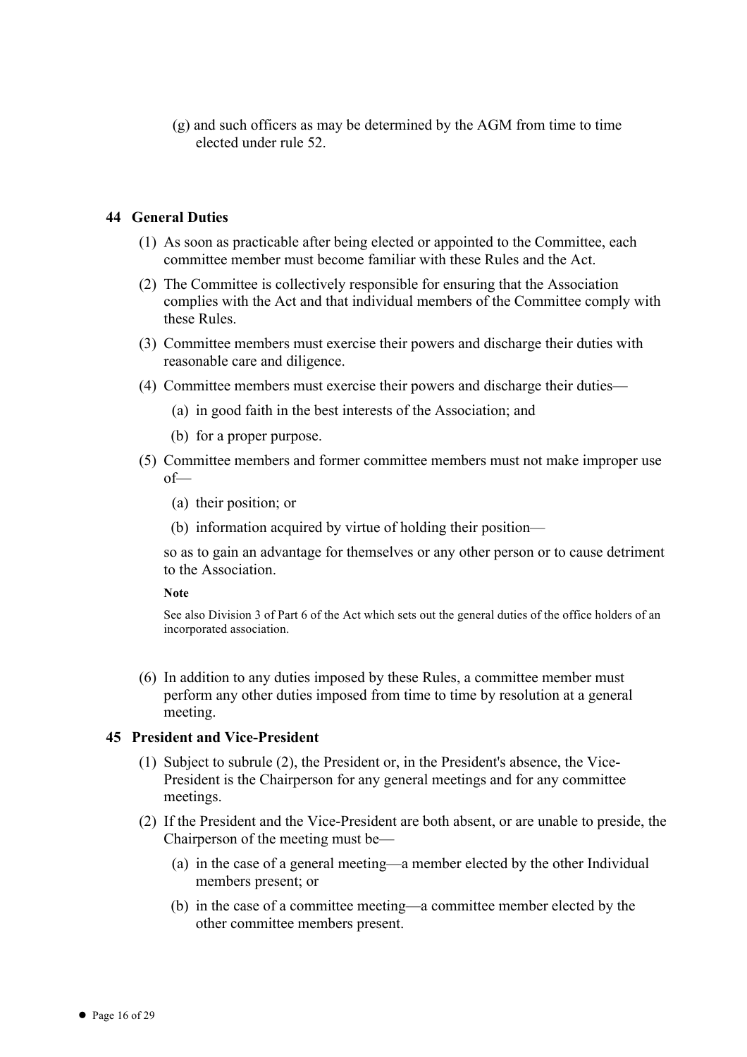(g) and such officers as may be determined by the AGM from time to time elected under rule 52.

## 44 General Duties

(1) As soon as practicable after being elected or appointed to the Committee, each committee member must become familiar with these Rules and the Act.

(2) The Committee is collectively responsible for ensuring that the Association complies with the Act and that individual members of the Committee comply with these Rules.

(3) Committee members must exercise their powers and discharge their duties with reasonable care and diligence.

(4) Committee members must exercise their powers and discharge their duties—

   (a) in good faith in the best interests of the Association; and

   (b) for a proper purpose.

(5) Committee members and former committee members must not make improper use of—

   (a) their position; or

   (b) information acquired by virtue of holding their position—

   so as to gain an advantage for themselves or any other person or to cause detriment to the Association.

   **Note**

   See also Division 3 of Part 6 of the Act which sets out the general duties of the office holders of an incorporated association.

(6) In addition to any duties imposed by these Rules, a committee member must perform any other duties imposed from time to time by resolution at a general meeting.

## 45 President and Vice-President

(1) Subject to subrule (2), the President or, in the President's absence, the Vice-President is the Chairperson for any general meetings and for any committee meetings.

(2) If the President and the Vice-President are both absent, or are unable to preside, the Chairperson of the meeting must be—

   (a) in the case of a general meeting—a member elected by the other Individual members present; or

   (b) in the case of a committee meeting—a committee member elected by the other committee members present.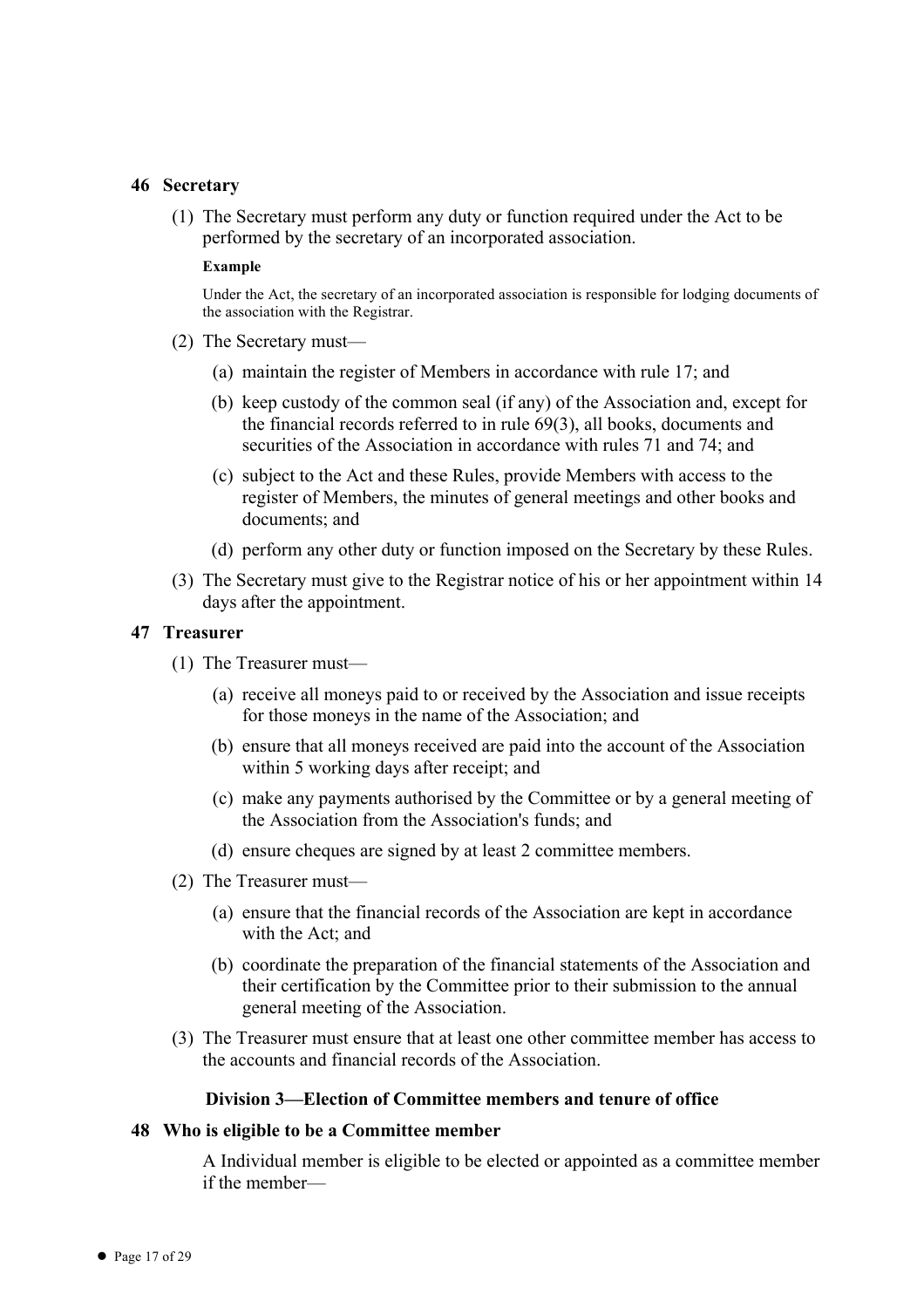## 46 Secretary

(1) The Secretary must perform any duty or function required under the Act to be performed by the secretary of an incorporated association.

**Example**

Under the Act, the secretary of an incorporated association is responsible for lodging documents of the association with the Registrar.

(2) The Secretary must—

(a) maintain the register of Members in accordance with rule 17; and

(b) keep custody of the common seal (if any) of the Association and, except for the financial records referred to in rule 69(3), all books, documents and securities of the Association in accordance with rules 71 and 74; and

(c) subject to the Act and these Rules, provide Members with access to the register of Members, the minutes of general meetings and other books and documents; and

(d) perform any other duty or function imposed on the Secretary by these Rules.

(3) The Secretary must give to the Registrar notice of his or her appointment within 14 days after the appointment.

## 47 Treasurer

(1) The Treasurer must—

(a) receive all moneys paid to or received by the Association and issue receipts for those moneys in the name of the Association; and

(b) ensure that all moneys received are paid into the account of the Association within 5 working days after receipt; and

(c) make any payments authorised by the Committee or by a general meeting of the Association from the Association's funds; and

(d) ensure cheques are signed by at least 2 committee members.

(2) The Treasurer must—

(a) ensure that the financial records of the Association are kept in accordance with the Act; and

(b) coordinate the preparation of the financial statements of the Association and their certification by the Committee prior to their submission to the annual general meeting of the Association.

(3) The Treasurer must ensure that at least one other committee member has access to the accounts and financial records of the Association.

### Division 3—Election of Committee members and tenure of office

## 48 Who is eligible to be a Committee member

A Individual member is eligible to be elected or appointed as a committee member if the member—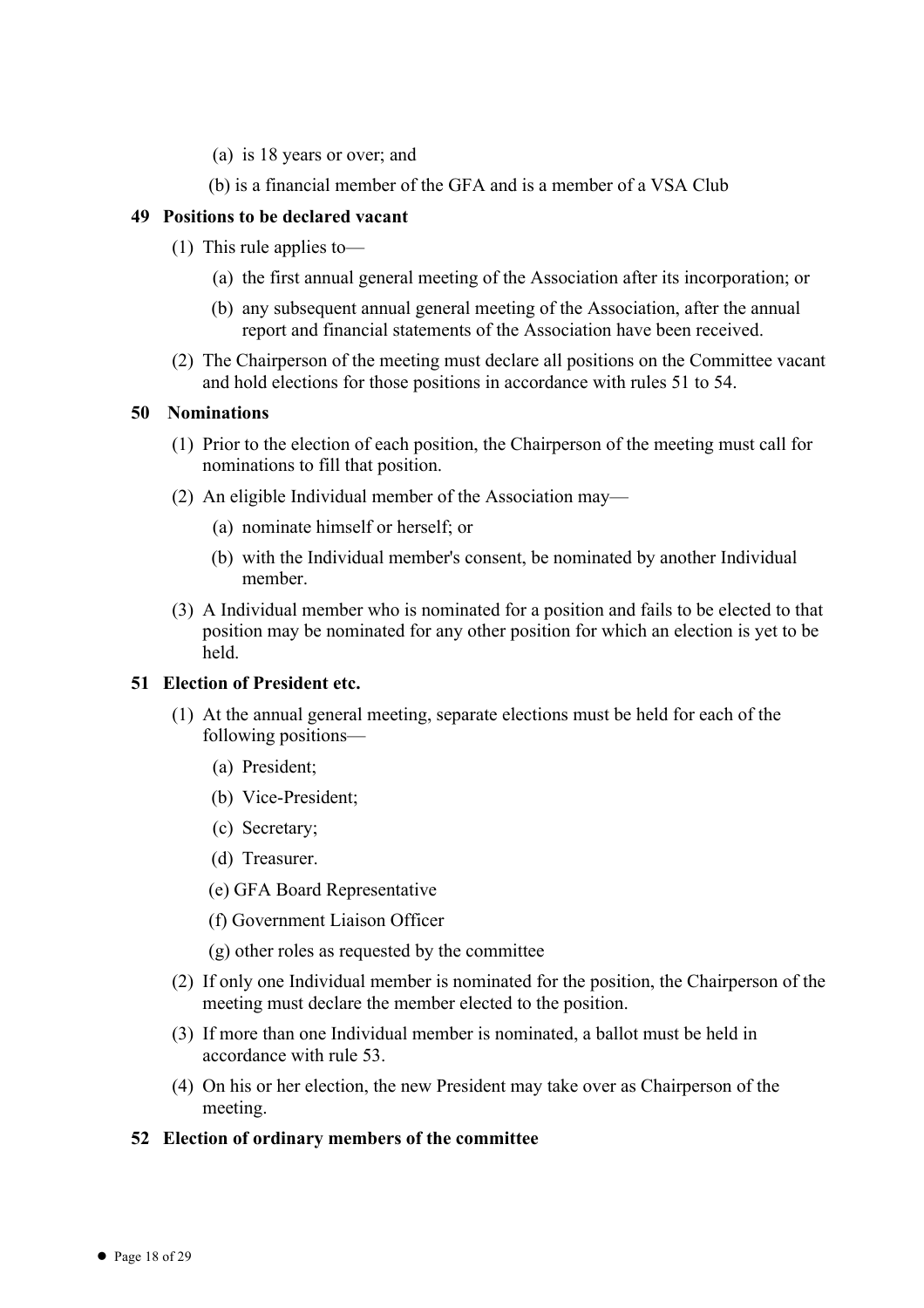(a) is 18 years or over; and

(b) is a financial member of the GFA and is a member of a VSA Club

**49 Positions to be declared vacant**

(1) This rule applies to—

(a) the first annual general meeting of the Association after its incorporation; or

(b) any subsequent annual general meeting of the Association, after the annual report and financial statements of the Association have been received.

(2) The Chairperson of the meeting must declare all positions on the Committee vacant and hold elections for those positions in accordance with rules 51 to 54.

**50 Nominations**

(1) Prior to the election of each position, the Chairperson of the meeting must call for nominations to fill that position.

(2) An eligible Individual member of the Association may—

(a) nominate himself or herself; or

(b) with the Individual member's consent, be nominated by another Individual member.

(3) A Individual member who is nominated for a position and fails to be elected to that position may be nominated for any other position for which an election is yet to be held.

**51 Election of President etc.**

(1) At the annual general meeting, separate elections must be held for each of the following positions—

(a) President;

(b) Vice-President;

(c) Secretary;

(d) Treasurer.

(e) GFA Board Representative

(f) Government Liaison Officer

(g) other roles as requested by the committee

(2) If only one Individual member is nominated for the position, the Chairperson of the meeting must declare the member elected to the position.

(3) If more than one Individual member is nominated, a ballot must be held in accordance with rule 53.

(4) On his or her election, the new President may take over as Chairperson of the meeting.

**52 Election of ordinary members of the committee**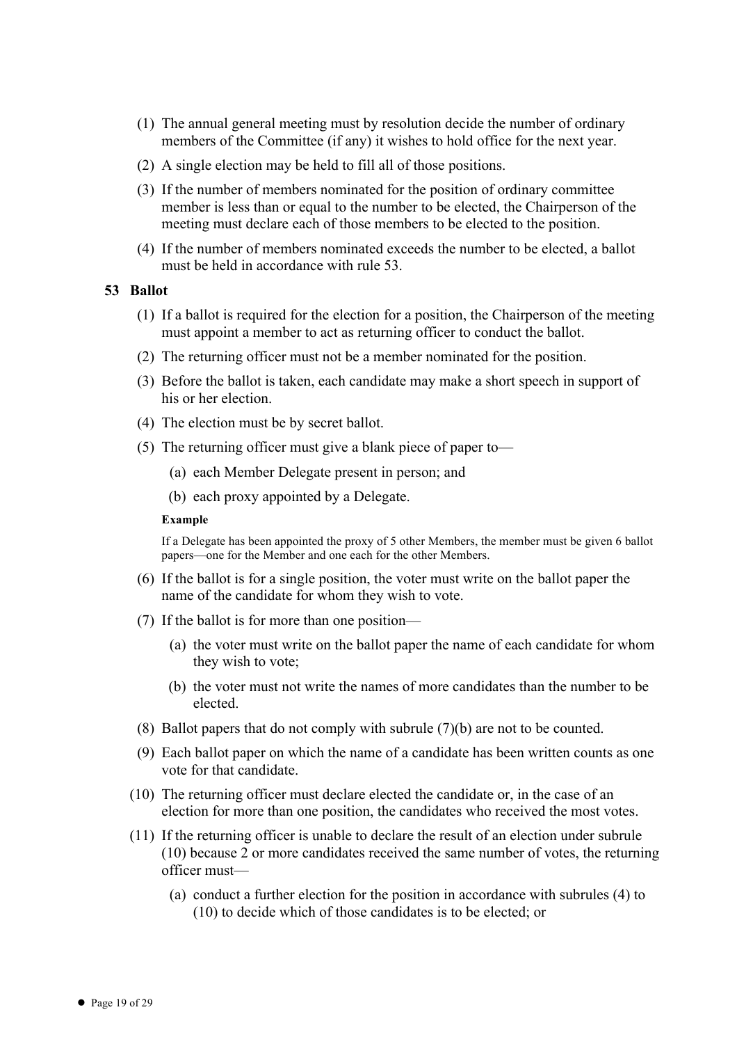(1) The annual general meeting must by resolution decide the number of ordinary members of the Committee (if any) it wishes to hold office for the next year.

(2) A single election may be held to fill all of those positions.

(3) If the number of members nominated for the position of ordinary committee member is less than or equal to the number to be elected, the Chairperson of the meeting must declare each of those members to be elected to the position.

(4) If the number of members nominated exceeds the number to be elected, a ballot must be held in accordance with rule 53.

### 53 Ballot

(1) If a ballot is required for the election for a position, the Chairperson of the meeting must appoint a member to act as returning officer to conduct the ballot.

(2) The returning officer must not be a member nominated for the position.

(3) Before the ballot is taken, each candidate may make a short speech in support of his or her election.

(4) The election must be by secret ballot.

(5) The returning officer must give a blank piece of paper to—

(a) each Member Delegate present in person; and

(b) each proxy appointed by a Delegate.

**Example**

If a Delegate has been appointed the proxy of 5 other Members, the member must be given 6 ballot papers—one for the Member and one each for the other Members.

(6) If the ballot is for a single position, the voter must write on the ballot paper the name of the candidate for whom they wish to vote.

(7) If the ballot is for more than one position—

(a) the voter must write on the ballot paper the name of each candidate for whom they wish to vote;

(b) the voter must not write the names of more candidates than the number to be elected.

(8) Ballot papers that do not comply with subrule (7)(b) are not to be counted.

(9) Each ballot paper on which the name of a candidate has been written counts as one vote for that candidate.

(10) The returning officer must declare elected the candidate or, in the case of an election for more than one position, the candidates who received the most votes.

(11) If the returning officer is unable to declare the result of an election under subrule (10) because 2 or more candidates received the same number of votes, the returning officer must—

(a) conduct a further election for the position in accordance with subrules (4) to (10) to decide which of those candidates is to be elected; or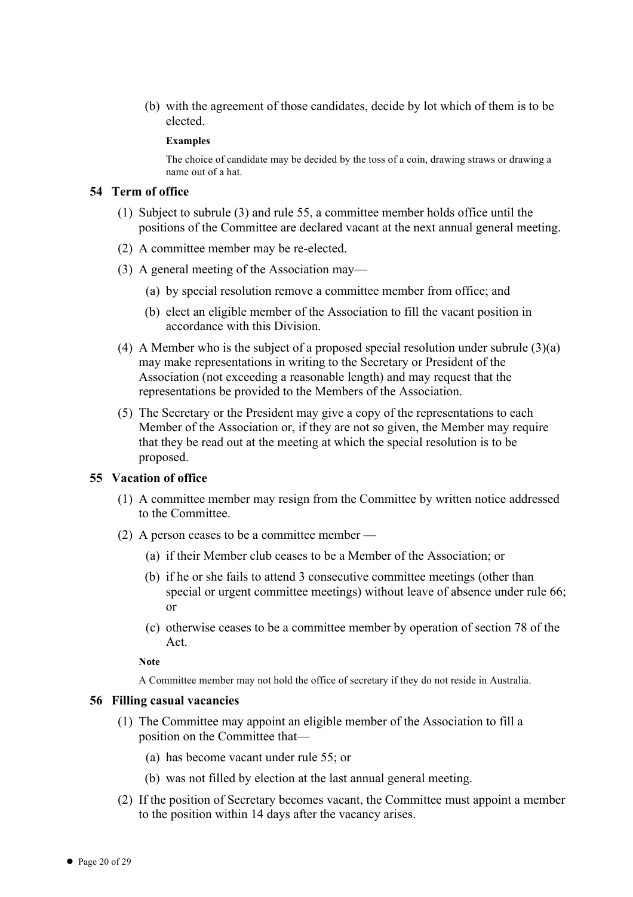(b) with the agreement of those candidates, decide by lot which of them is to be elected.

**Examples**

The choice of candidate may be decided by the toss of a coin, drawing straws or drawing a name out of a hat.

### 54 Term of office

(1) Subject to subrule (3) and rule 55, a committee member holds office until the positions of the Committee are declared vacant at the next annual general meeting.

(2) A committee member may be re-elected.

(3) A general meeting of the Association may—

  (a) by special resolution remove a committee member from office; and

  (b) elect an eligible member of the Association to fill the vacant position in accordance with this Division.

(4) A Member who is the subject of a proposed special resolution under subrule (3)(a) may make representations in writing to the Secretary or President of the Association (not exceeding a reasonable length) and may request that the representations be provided to the Members of the Association.

(5) The Secretary or the President may give a copy of the representations to each Member of the Association or, if they are not so given, the Member may require that they be read out at the meeting at which the special resolution is to be proposed.

### 55 Vacation of office

(1) A committee member may resign from the Committee by written notice addressed to the Committee.

(2) A person ceases to be a committee member —

  (a) if their Member club ceases to be a Member of the Association; or

  (b) if he or she fails to attend 3 consecutive committee meetings (other than special or urgent committee meetings) without leave of absence under rule 66; or

  (c) otherwise ceases to be a committee member by operation of section 78 of the Act.

**Note**

A Committee member may not hold the office of secretary if they do not reside in Australia.

### 56 Filling casual vacancies

(1) The Committee may appoint an eligible member of the Association to fill a position on the Committee that—

  (a) has become vacant under rule 55; or

  (b) was not filled by election at the last annual general meeting.

(2) If the position of Secretary becomes vacant, the Committee must appoint a member to the position within 14 days after the vacancy arises.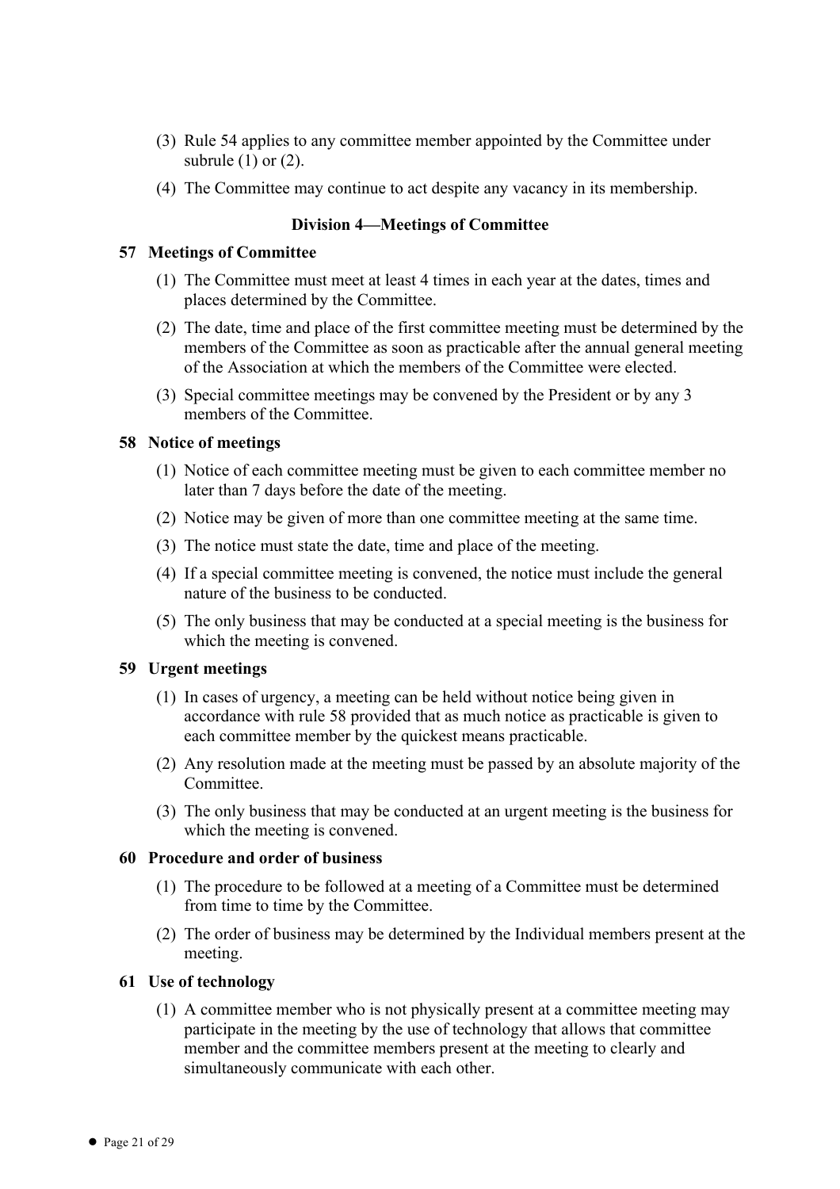(3) Rule 54 applies to any committee member appointed by the Committee under subrule (1) or (2).

(4) The Committee may continue to act despite any vacancy in its membership.

### Division 4—Meetings of Committee

**57 Meetings of Committee**

(1) The Committee must meet at least 4 times in each year at the dates, times and places determined by the Committee.

(2) The date, time and place of the first committee meeting must be determined by the members of the Committee as soon as practicable after the annual general meeting of the Association at which the members of the Committee were elected.

(3) Special committee meetings may be convened by the President or by any 3 members of the Committee.

**58 Notice of meetings**

(1) Notice of each committee meeting must be given to each committee member no later than 7 days before the date of the meeting.

(2) Notice may be given of more than one committee meeting at the same time.

(3) The notice must state the date, time and place of the meeting.

(4) If a special committee meeting is convened, the notice must include the general nature of the business to be conducted.

(5) The only business that may be conducted at a special meeting is the business for which the meeting is convened.

**59 Urgent meetings**

(1) In cases of urgency, a meeting can be held without notice being given in accordance with rule 58 provided that as much notice as practicable is given to each committee member by the quickest means practicable.

(2) Any resolution made at the meeting must be passed by an absolute majority of the Committee.

(3) The only business that may be conducted at an urgent meeting is the business for which the meeting is convened.

**60 Procedure and order of business**

(1) The procedure to be followed at a meeting of a Committee must be determined from time to time by the Committee.

(2) The order of business may be determined by the Individual members present at the meeting.

**61 Use of technology**

(1) A committee member who is not physically present at a committee meeting may participate in the meeting by the use of technology that allows that committee member and the committee members present at the meeting to clearly and simultaneously communicate with each other.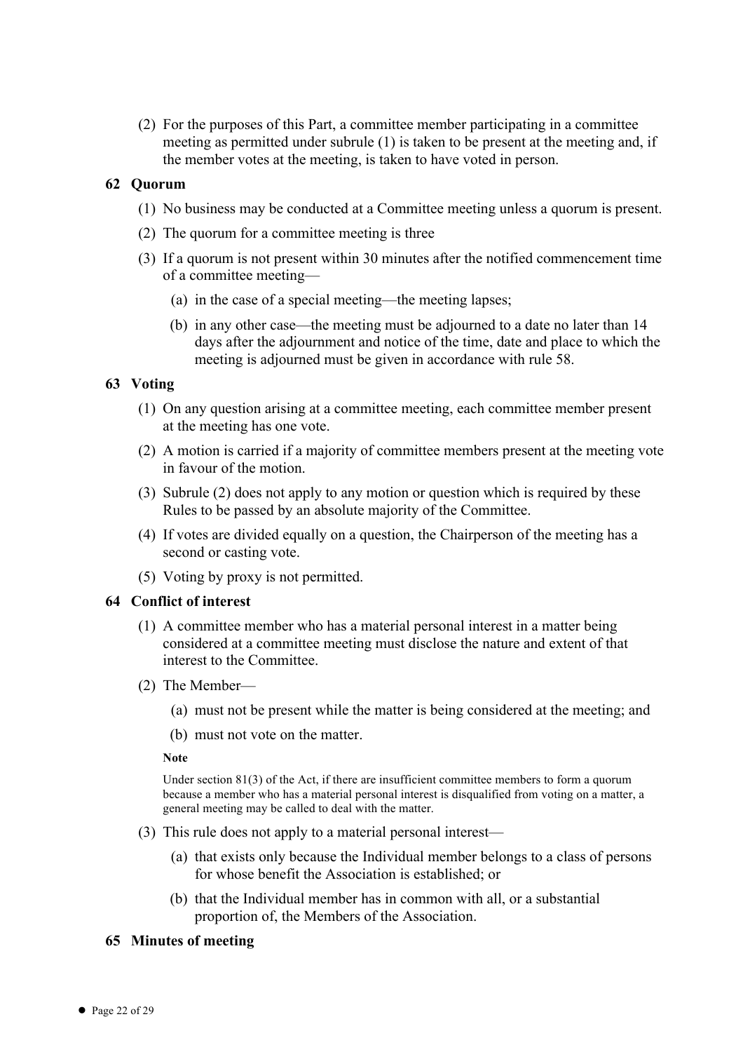(2) For the purposes of this Part, a committee member participating in a committee meeting as permitted under subrule (1) is taken to be present at the meeting and, if the member votes at the meeting, is taken to have voted in person.

### 62 Quorum

(1) No business may be conducted at a Committee meeting unless a quorum is present.

(2) The quorum for a committee meeting is three

(3) If a quorum is not present within 30 minutes after the notified commencement time of a committee meeting—

(a) in the case of a special meeting—the meeting lapses;

(b) in any other case—the meeting must be adjourned to a date no later than 14 days after the adjournment and notice of the time, date and place to which the meeting is adjourned must be given in accordance with rule 58.

### 63 Voting

(1) On any question arising at a committee meeting, each committee member present at the meeting has one vote.

(2) A motion is carried if a majority of committee members present at the meeting vote in favour of the motion.

(3) Subrule (2) does not apply to any motion or question which is required by these Rules to be passed by an absolute majority of the Committee.

(4) If votes are divided equally on a question, the Chairperson of the meeting has a second or casting vote.

(5) Voting by proxy is not permitted.

### 64 Conflict of interest

(1) A committee member who has a material personal interest in a matter being considered at a committee meeting must disclose the nature and extent of that interest to the Committee.

(2) The Member—

(a) must not be present while the matter is being considered at the meeting; and

(b) must not vote on the matter.

**Note**

Under section 81(3) of the Act, if there are insufficient committee members to form a quorum because a member who has a material personal interest is disqualified from voting on a matter, a general meeting may be called to deal with the matter.

(3) This rule does not apply to a material personal interest—

(a) that exists only because the Individual member belongs to a class of persons for whose benefit the Association is established; or

(b) that the Individual member has in common with all, or a substantial proportion of, the Members of the Association.

### 65 Minutes of meeting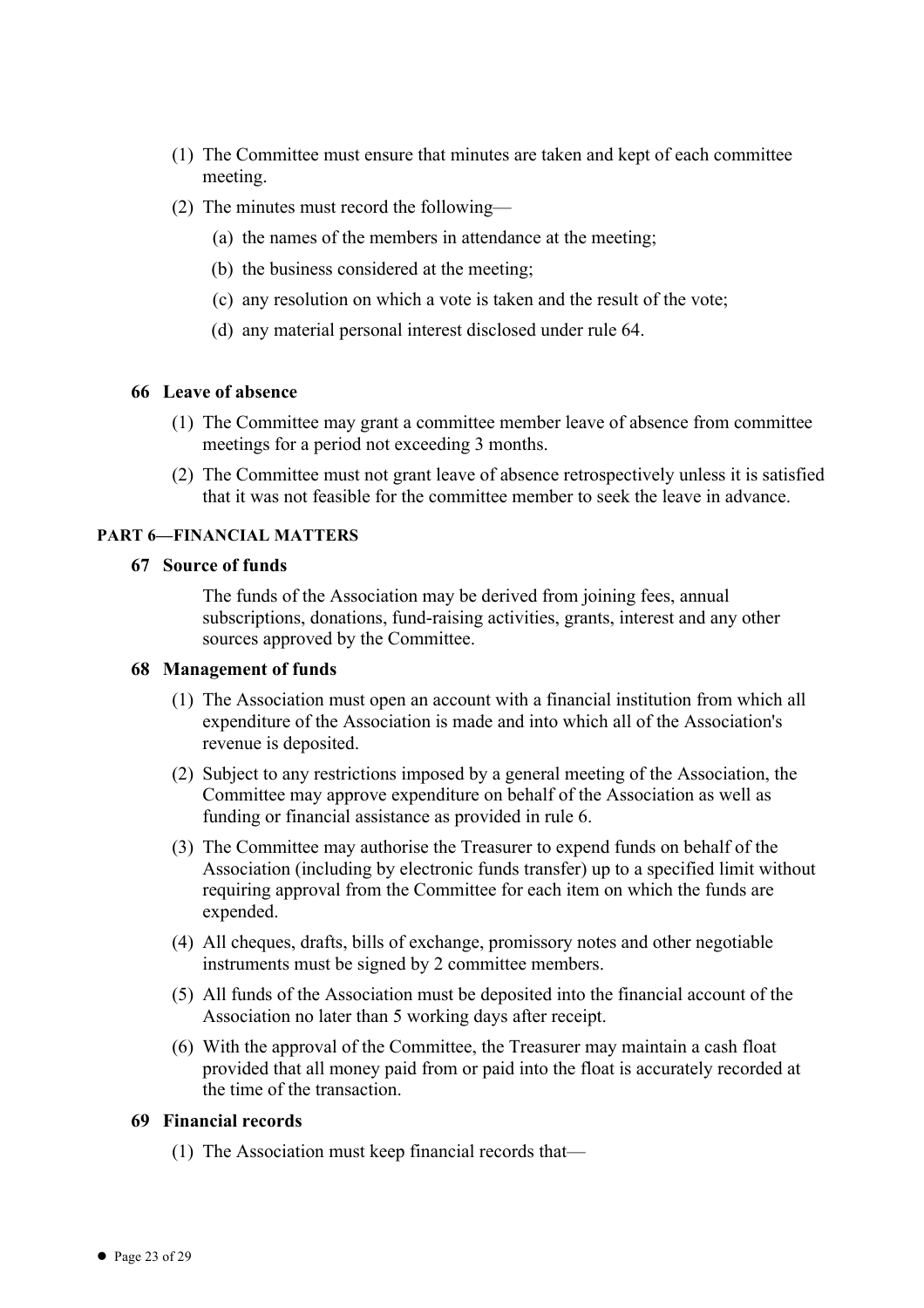(1) The Committee must ensure that minutes are taken and kept of each committee meeting.

(2) The minutes must record the following—

(a) the names of the members in attendance at the meeting;

(b) the business considered at the meeting;

(c) any resolution on which a vote is taken and the result of the vote;

(d) any material personal interest disclosed under rule 64.

### 66 Leave of absence

(1) The Committee may grant a committee member leave of absence from committee meetings for a period not exceeding 3 months.

(2) The Committee must not grant leave of absence retrospectively unless it is satisfied that it was not feasible for the committee member to seek the leave in advance.

## PART 6—FINANCIAL MATTERS

### 67 Source of funds

The funds of the Association may be derived from joining fees, annual subscriptions, donations, fund-raising activities, grants, interest and any other sources approved by the Committee.

### 68 Management of funds

(1) The Association must open an account with a financial institution from which all expenditure of the Association is made and into which all of the Association's revenue is deposited.

(2) Subject to any restrictions imposed by a general meeting of the Association, the Committee may approve expenditure on behalf of the Association as well as funding or financial assistance as provided in rule 6.

(3) The Committee may authorise the Treasurer to expend funds on behalf of the Association (including by electronic funds transfer) up to a specified limit without requiring approval from the Committee for each item on which the funds are expended.

(4) All cheques, drafts, bills of exchange, promissory notes and other negotiable instruments must be signed by 2 committee members.

(5) All funds of the Association must be deposited into the financial account of the Association no later than 5 working days after receipt.

(6) With the approval of the Committee, the Treasurer may maintain a cash float provided that all money paid from or paid into the float is accurately recorded at the time of the transaction.

### 69 Financial records

(1) The Association must keep financial records that—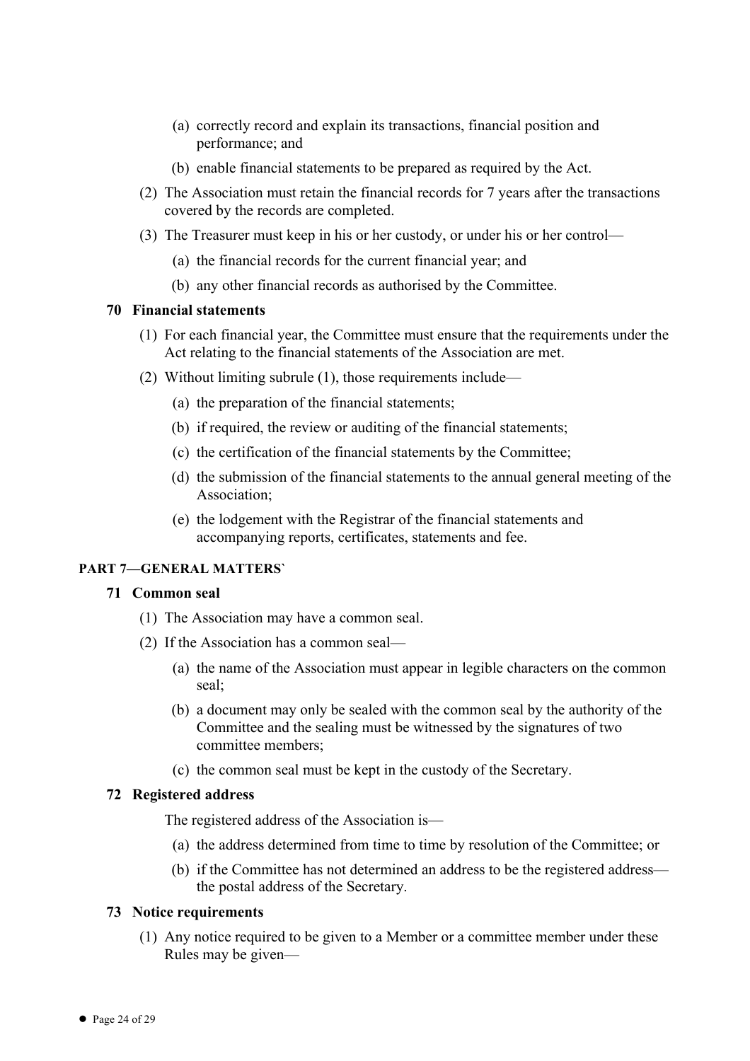(a) correctly record and explain its transactions, financial position and performance; and

(b) enable financial statements to be prepared as required by the Act.

(2) The Association must retain the financial records for 7 years after the transactions covered by the records are completed.

(3) The Treasurer must keep in his or her custody, or under his or her control—

(a) the financial records for the current financial year; and

(b) any other financial records as authorised by the Committee.

### 70 Financial statements

(1) For each financial year, the Committee must ensure that the requirements under the Act relating to the financial statements of the Association are met.

(2) Without limiting subrule (1), those requirements include—

(a) the preparation of the financial statements;

(b) if required, the review or auditing of the financial statements;

(c) the certification of the financial statements by the Committee;

(d) the submission of the financial statements to the annual general meeting of the Association;

(e) the lodgement with the Registrar of the financial statements and accompanying reports, certificates, statements and fee.

## PART 7—GENERAL MATTERS`

### 71 Common seal

(1) The Association may have a common seal.

(2) If the Association has a common seal—

(a) the name of the Association must appear in legible characters on the common seal;

(b) a document may only be sealed with the common seal by the authority of the Committee and the sealing must be witnessed by the signatures of two committee members;

(c) the common seal must be kept in the custody of the Secretary.

### 72 Registered address

The registered address of the Association is—

(a) the address determined from time to time by resolution of the Committee; or

(b) if the Committee has not determined an address to be the registered address—the postal address of the Secretary.

### 73 Notice requirements

(1) Any notice required to be given to a Member or a committee member under these Rules may be given—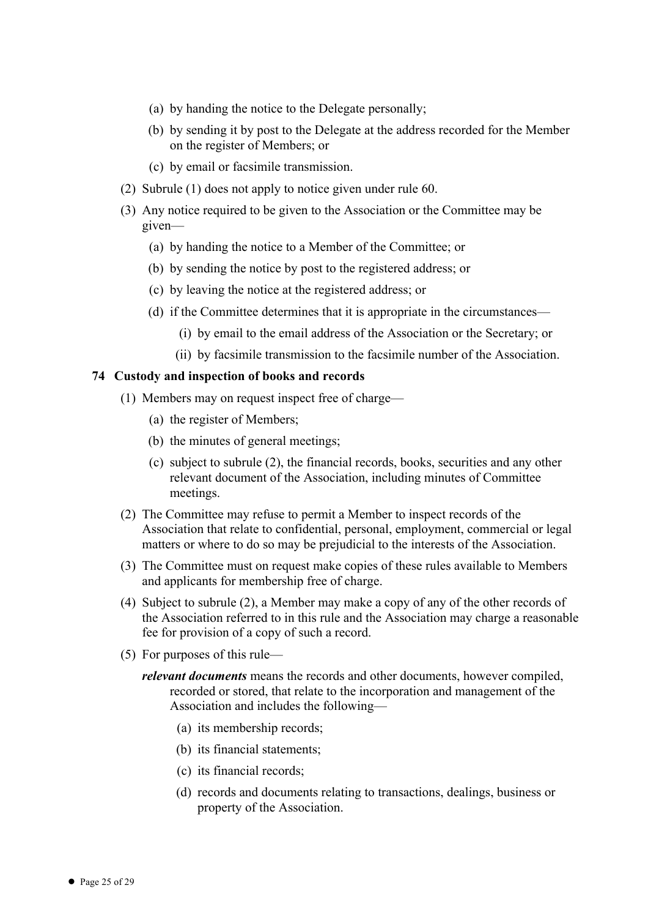(a) by handing the notice to the Delegate personally;

(b) by sending it by post to the Delegate at the address recorded for the Member on the register of Members; or

(c) by email or facsimile transmission.

(2) Subrule (1) does not apply to notice given under rule 60.

(3) Any notice required to be given to the Association or the Committee may be given—

(a) by handing the notice to a Member of the Committee; or

(b) by sending the notice by post to the registered address; or

(c) by leaving the notice at the registered address; or

(d) if the Committee determines that it is appropriate in the circumstances—

(i) by email to the email address of the Association or the Secretary; or

(ii) by facsimile transmission to the facsimile number of the Association.

### 74 Custody and inspection of books and records

(1) Members may on request inspect free of charge—

(a) the register of Members;

(b) the minutes of general meetings;

(c) subject to subrule (2), the financial records, books, securities and any other relevant document of the Association, including minutes of Committee meetings.

(2) The Committee may refuse to permit a Member to inspect records of the Association that relate to confidential, personal, employment, commercial or legal matters or where to do so may be prejudicial to the interests of the Association.

(3) The Committee must on request make copies of these rules available to Members and applicants for membership free of charge.

(4) Subject to subrule (2), a Member may make a copy of any of the other records of the Association referred to in this rule and the Association may charge a reasonable fee for provision of a copy of such a record.

(5) For purposes of this rule—

***relevant documents*** means the records and other documents, however compiled, recorded or stored, that relate to the incorporation and management of the Association and includes the following—

(a) its membership records;

(b) its financial statements;

(c) its financial records;

(d) records and documents relating to transactions, dealings, business or property of the Association.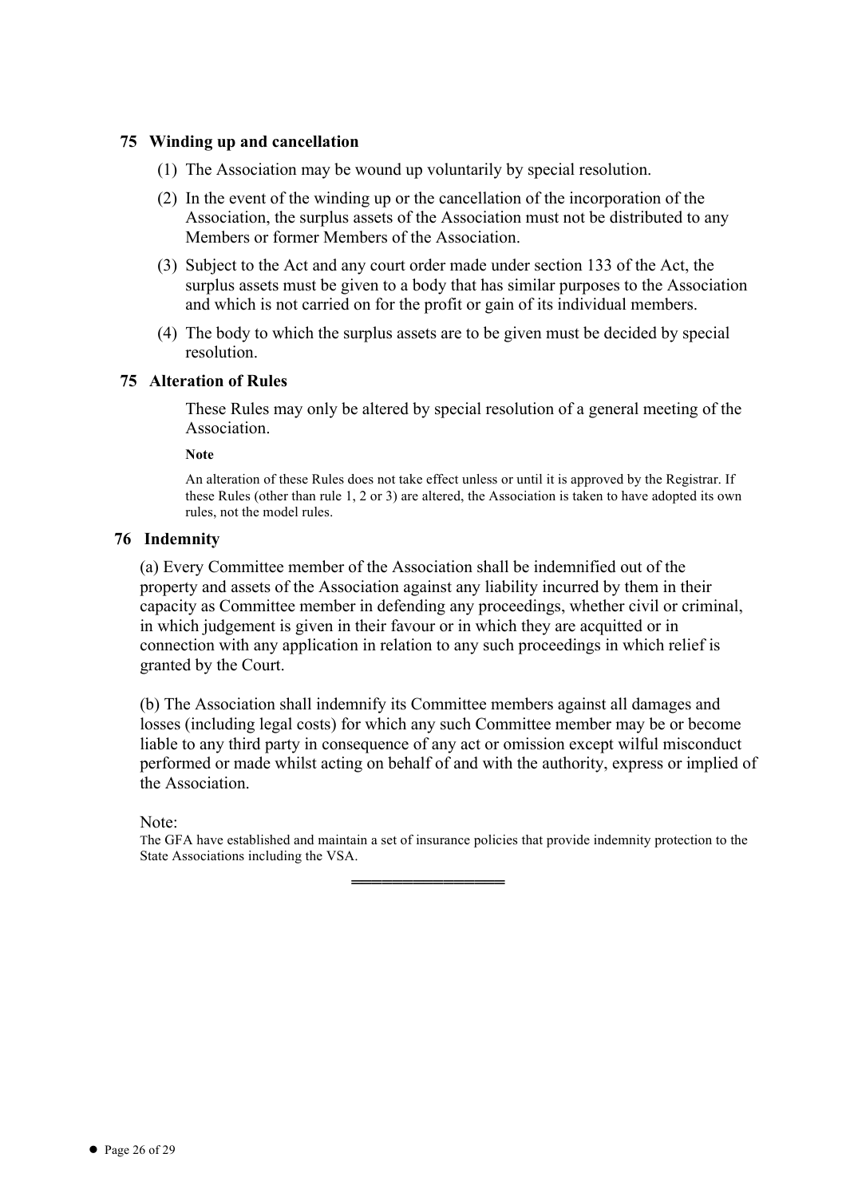### 75 Winding up and cancellation

(1) The Association may be wound up voluntarily by special resolution.

(2) In the event of the winding up or the cancellation of the incorporation of the Association, the surplus assets of the Association must not be distributed to any Members or former Members of the Association.

(3) Subject to the Act and any court order made under section 133 of the Act, the surplus assets must be given to a body that has similar purposes to the Association and which is not carried on for the profit or gain of its individual members.

(4) The body to which the surplus assets are to be given must be decided by special resolution.

### 75 Alteration of Rules

These Rules may only be altered by special resolution of a general meeting of the Association.

**Note**

An alteration of these Rules does not take effect unless or until it is approved by the Registrar. If these Rules (other than rule 1, 2 or 3) are altered, the Association is taken to have adopted its own rules, not the model rules.

### 76 Indemnity

(a) Every Committee member of the Association shall be indemnified out of the property and assets of the Association against any liability incurred by them in their capacity as Committee member in defending any proceedings, whether civil or criminal, in which judgement is given in their favour or in which they are acquitted or in connection with any application in relation to any such proceedings in which relief is granted by the Court.

(b) The Association shall indemnify its Committee members against all damages and losses (including legal costs) for which any such Committee member may be or become liable to any third party in consequence of any act or omission except wilful misconduct performed or made whilst acting on behalf of and with the authority, express or implied of the Association.

Note:

The GFA have established and maintain a set of insurance policies that provide indemnity protection to the State Associations including the VSA.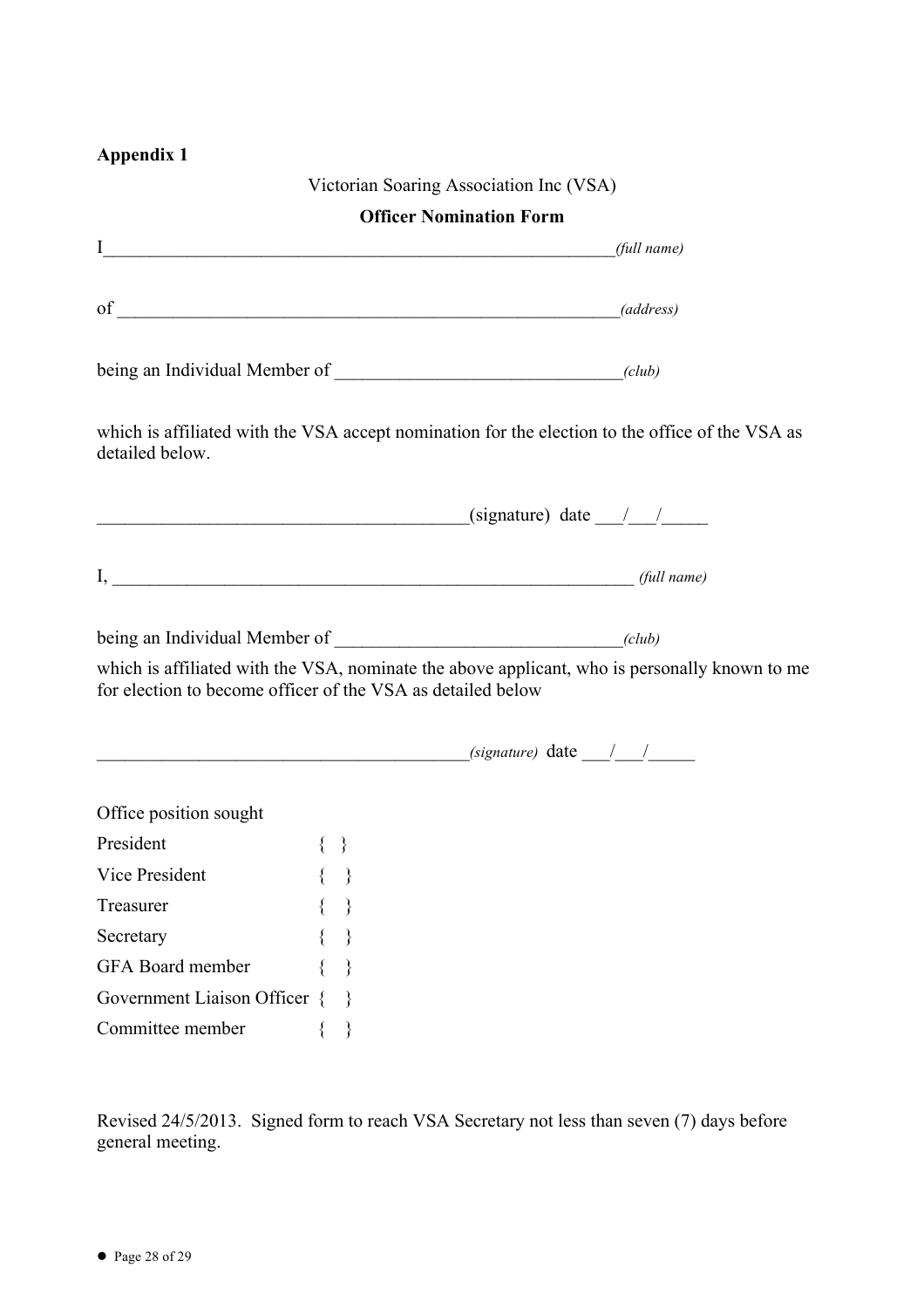**Appendix 1**

Victorian Soaring Association Inc (VSA)

**Officer Nomination Form**

I\_\_\_\_\_\_\_\_\_\_\_\_\_\_\_\_\_\_\_\_\_\_\_\_\_\_\_\_\_\_\_\_\_\_\_\_\_\_\_\_\_\_\_\_\_\_\_\_\_\_\_\_\_\_\_\_\_\_*(full name)*

of \_\_\_\_\_\_\_\_\_\_\_\_\_\_\_\_\_\_\_\_\_\_\_\_\_\_\_\_\_\_\_\_\_\_\_\_\_\_\_\_\_\_\_\_\_\_\_\_\_\_\_\_\_\_\_\_*(address)*

being an Individual Member of \_\_\_\_\_\_\_\_\_\_\_\_\_\_\_\_\_\_\_\_\_\_\_\_\_\_\_\_\_\_\_\_*(club)*

which is affiliated with the VSA accept nomination for the election to the office of the VSA as detailed below.

\_\_\_\_\_\_\_\_\_\_\_\_\_\_\_\_\_\_\_\_\_\_\_\_\_\_\_\_\_\_\_\_\_\_\_\_\_\_\_\_\_\_(signature) date \_\_\_/\_\_\_/\_\_\_\_\_

I, \_\_\_\_\_\_\_\_\_\_\_\_\_\_\_\_\_\_\_\_\_\_\_\_\_\_\_\_\_\_\_\_\_\_\_\_\_\_\_\_\_\_\_\_\_\_\_\_\_\_\_\_\_\_\_\_\_\_\_\_ *(full name)*

being an Individual Member of \_\_\_\_\_\_\_\_\_\_\_\_\_\_\_\_\_\_\_\_\_\_\_\_\_\_\_\_\_\_\_\_*(club)*

which is affiliated with the VSA, nominate the above applicant, who is personally known to me for election to become officer of the VSA as detailed below

\_\_\_\_\_\_\_\_\_\_\_\_\_\_\_\_\_\_\_\_\_\_\_\_\_\_\_\_\_\_\_\_\_\_\_\_\_\_\_\_\_\_*(signature)* date \_\_\_/\_\_\_/\_\_\_\_\_

Office position sought

President { }

Vice President { }

Treasurer { }

Secretary { }

GFA Board member { }

Government Liaison Officer { }

Committee member { }

Revised 24/5/2013. Signed form to reach VSA Secretary not less than seven (7) days before general meeting.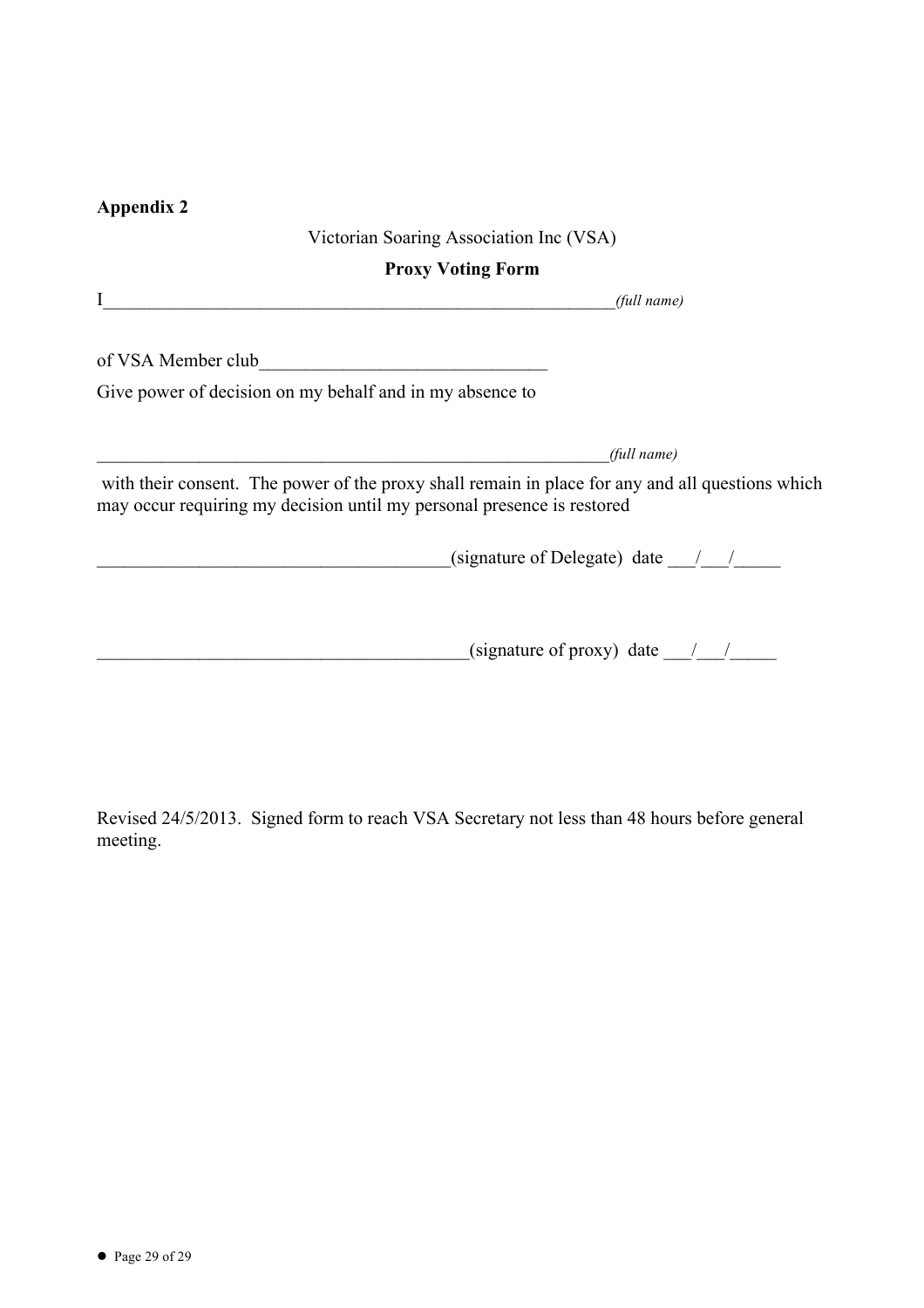**Appendix 2**

Victorian Soaring Association Inc (VSA)

**Proxy Voting Form**

I\_\_\_\_\_\_\_\_\_\_\_\_\_\_\_\_\_\_\_\_\_\_\_\_\_\_\_\_\_\_\_\_\_\_\_\_\_\_\_\_\_\_\_\_\_\_\_\_\_\_\_\_\_\_\_\_*(full name)*

of VSA Member club\_\_\_\_\_\_\_\_\_\_\_\_\_\_\_\_\_\_\_\_\_\_\_\_\_\_\_\_\_\_\_

Give power of decision on my behalf and in my absence to

\_\_\_\_\_\_\_\_\_\_\_\_\_\_\_\_\_\_\_\_\_\_\_\_\_\_\_\_\_\_\_\_\_\_\_\_\_\_\_\_\_\_\_\_\_\_\_\_\_\_\_\_\_\_\_\_\_\_*(full name)*

with their consent. The power of the proxy shall remain in place for any and all questions which may occur requiring my decision until my personal presence is restored

\_\_\_\_\_\_\_\_\_\_\_\_\_\_\_\_\_\_\_\_\_\_\_\_\_\_\_\_\_\_\_\_\_\_\_\_\_\_(signature of Delegate) date \_\_\_/\_\_\_/\_\_\_\_\_

\_\_\_\_\_\_\_\_\_\_\_\_\_\_\_\_\_\_\_\_\_\_\_\_\_\_\_\_\_\_\_\_\_\_\_\_\_\_\_\_(signature of proxy) date \_\_\_/\_\_\_/\_\_\_\_\_

Revised 24/5/2013. Signed form to reach VSA Secretary not less than 48 hours before general meeting.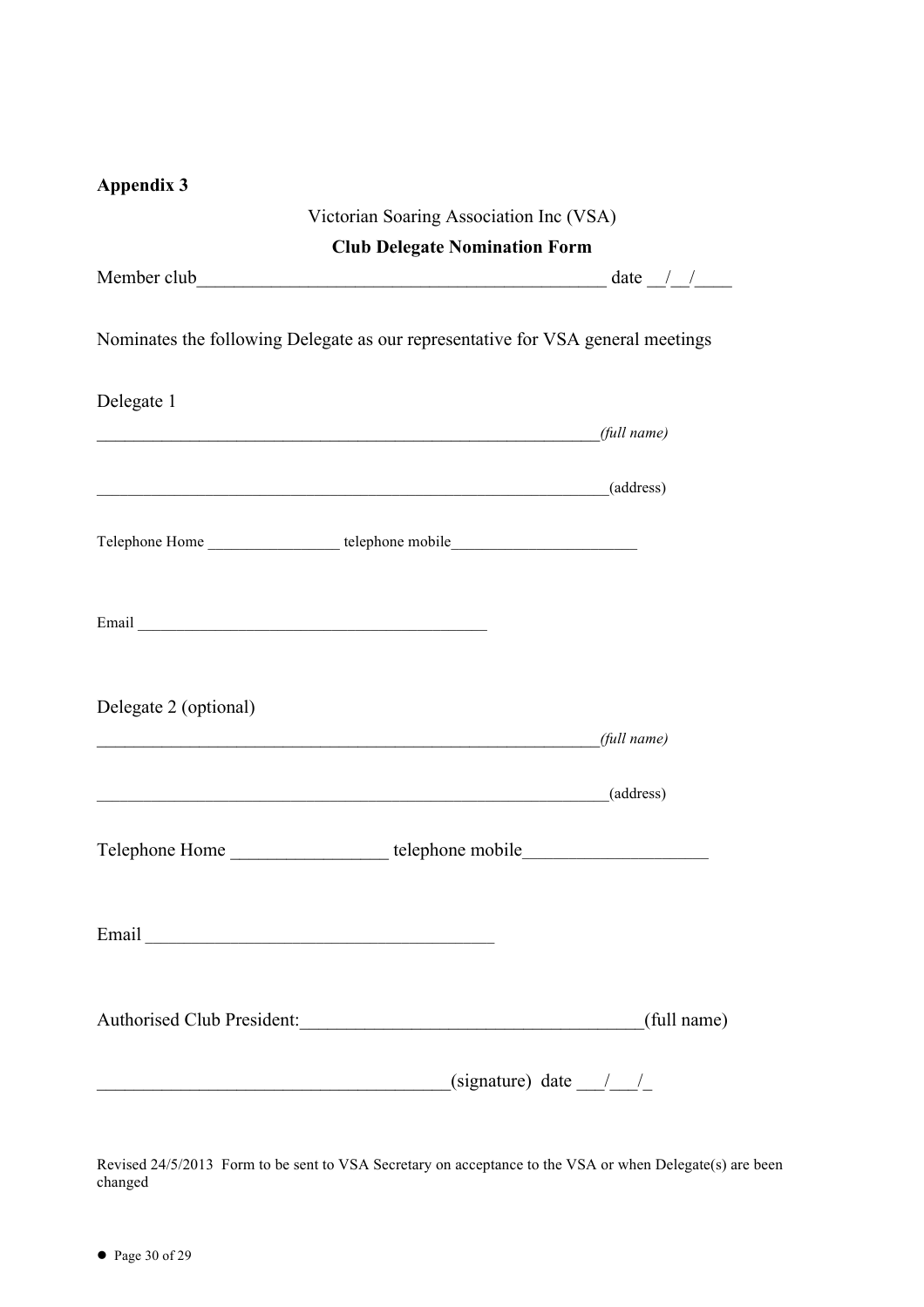**Appendix 3**

Victorian Soaring Association Inc (VSA)

**Club Delegate Nomination Form**

Member club\_\_\_\_\_\_\_\_\_\_\_\_\_\_\_\_\_\_\_\_\_\_\_\_\_\_\_\_\_\_\_\_\_\_\_\_\_\_\_\_\_\_\_\_ date \_\_/\_\_/\_\_\_\_

Nominates the following Delegate as our representative for VSA general meetings

Delegate 1

\_\_\_\_\_\_\_\_\_\_\_\_\_\_\_\_\_\_\_\_\_\_\_\_\_\_\_\_\_\_\_\_\_\_\_\_\_\_\_\_\_\_\_\_\_\_\_\_\_\_\_\_\_\_\_\_\_\_\_*(full name)*

\_\_\_\_\_\_\_\_\_\_\_\_\_\_\_\_\_\_\_\_\_\_\_\_\_\_\_\_\_\_\_\_\_\_\_\_\_\_\_\_\_\_\_\_\_\_\_\_\_\_\_\_\_\_\_\_\_\_\_\_(address)

Telephone Home \_\_\_\_\_\_\_\_\_\_\_\_\_\_\_\_\_ telephone mobile\_\_\_\_\_\_\_\_\_\_\_\_\_\_\_\_\_\_\_\_\_\_\_

Email \_\_\_\_\_\_\_\_\_\_\_\_\_\_\_\_\_\_\_\_\_\_\_\_\_\_\_\_\_\_\_\_\_\_\_\_\_\_\_\_\_\_\_\_

Delegate 2 (optional)

\_\_\_\_\_\_\_\_\_\_\_\_\_\_\_\_\_\_\_\_\_\_\_\_\_\_\_\_\_\_\_\_\_\_\_\_\_\_\_\_\_\_\_\_\_\_\_\_\_\_\_\_\_\_\_\_\_\_\_*(full name)*

\_\_\_\_\_\_\_\_\_\_\_\_\_\_\_\_\_\_\_\_\_\_\_\_\_\_\_\_\_\_\_\_\_\_\_\_\_\_\_\_\_\_\_\_\_\_\_\_\_\_\_\_\_\_\_\_\_\_\_\_(address)

Telephone Home \_\_\_\_\_\_\_\_\_\_\_\_\_\_\_\_\_ telephone mobile\_\_\_\_\_\_\_\_\_\_\_\_\_\_\_\_\_\_\_\_

Email \_\_\_\_\_\_\_\_\_\_\_\_\_\_\_\_\_\_\_\_\_\_\_\_\_\_\_\_\_\_\_\_\_\_\_\_\_\_

Authorised Club President:\_\_\_\_\_\_\_\_\_\_\_\_\_\_\_\_\_\_\_\_\_\_\_\_\_\_\_\_\_\_\_\_\_\_\_\_\_(full name)

\_\_\_\_\_\_\_\_\_\_\_\_\_\_\_\_\_\_\_\_\_\_\_\_\_\_\_\_\_\_\_\_\_\_\_\_\_\_(signature) date \_\_\_/\_\_\_/\_

Revised 24/5/2013 Form to be sent to VSA Secretary on acceptance to the VSA or when Delegate(s) are been changed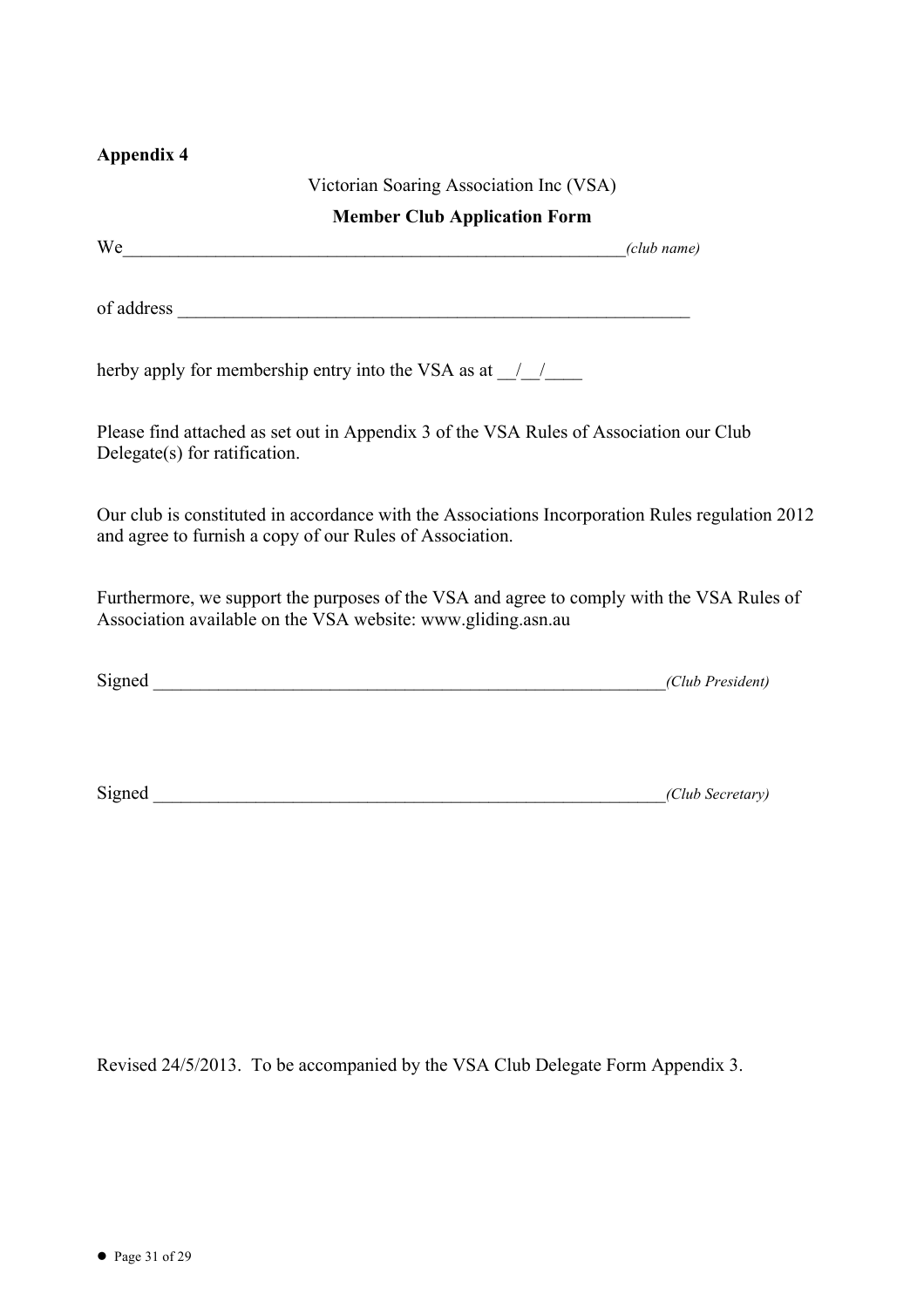**Appendix 4**

Victorian Soaring Association Inc (VSA)

**Member Club Application Form**

We_________________________________________________________*(club name)*

of address ___________________________________________________________

herby apply for membership entry into the VSA as at __/__/____

Please find attached as set out in Appendix 3 of the VSA Rules of Association our Club Delegate(s) for ratification.

Our club is constituted in accordance with the Associations Incorporation Rules regulation 2012 and agree to furnish a copy of our Rules of Association.

Furthermore, we support the purposes of the VSA and agree to comply with the VSA Rules of Association available on the VSA website: www.gliding.asn.au

Signed _________________________________________________________*(Club President)*

Signed _________________________________________________________*(Club Secretary)*

Revised 24/5/2013. To be accompanied by the VSA Club Delegate Form Appendix 3.